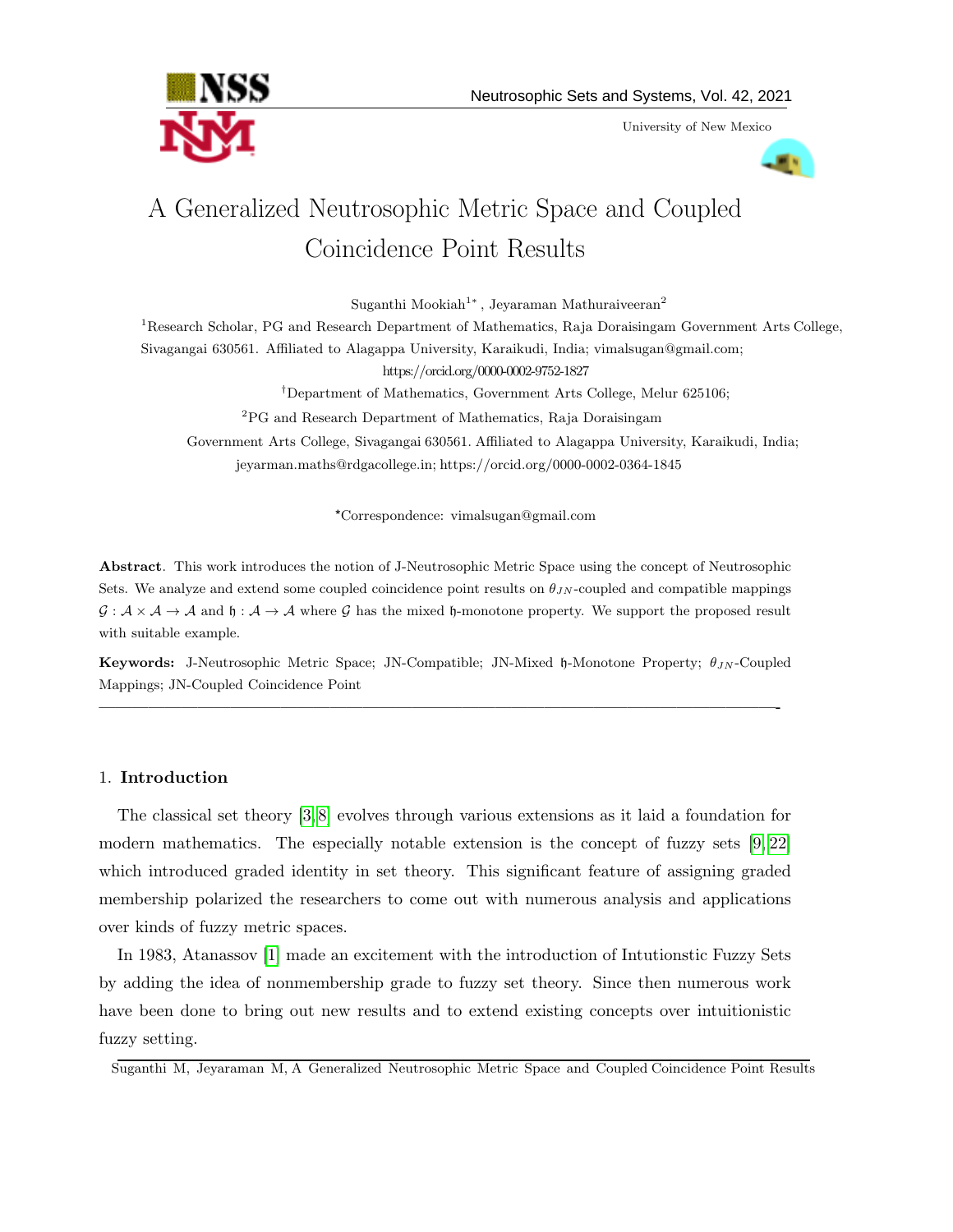# A Generalized Neutrosophic Metric Space and Coupled Coincidence Point Results

Suganthi Mookiah[1*], Jeyaraman Mathuraiveeran[2]

[1]Research Scholar, PG and Research Department of Mathematics, Raja Doraisingam Government Arts College, Sivagangai 630561. Affiliated to Alagappa University, Karaikudi, India; vimalsugan@gmail.com; https://orcid.org/0000-0002-9752-1827

[†]Department of Mathematics, Government Arts College, Melur 625106;

[2]PG and Research Department of Mathematics, Raja Doraisingam Government Arts College, Sivagangai 630561. Affiliated to Alagappa University, Karaikudi, India; jeyarman.maths@rdgacollege.in; https://orcid.org/0000-0002-0364-1845

*Correspondence: vimalsugan@gmail.com

**Abstract**. This work introduces the notion of J-Neutrosophic Metric Space using the concept of Neutrosophic Sets. We analyze and extend some coupled coincidence point results on $\theta_{JN}$-coupled and compatible mappings $\mathcal{G} : \mathcal{A} \times \mathcal{A} \to \mathcal{A}$ and $\mathfrak{h} : \mathcal{A} \to \mathcal{A}$ where $\mathcal{G}$ has the mixed $\mathfrak{h}$-monotone property. We support the proposed result with suitable example.

**Keywords:** J-Neutrosophic Metric Space; JN-Compatible; JN-Mixed $\mathfrak{h}$-Monotone Property; $\theta_{JN}$-Coupled Mappings; JN-Coupled Coincidence Point

---

## 1. Introduction

The classical set theory [3, 8] evolves through various extensions as it laid a foundation for modern mathematics. The especially notable extension is the concept of fuzzy sets [9, 22] which introduced graded identity in set theory. This significant feature of assigning graded membership polarized the researchers to come out with numerous analysis and applications over kinds of fuzzy metric spaces.

In 1983, Atanassov [1] made an excitement with the introduction of Intutionstic Fuzzy Sets by adding the idea of nonmembership grade to fuzzy set theory. Since then numerous work have been done to bring out new results and to extend existing concepts over intuitionistic fuzzy setting.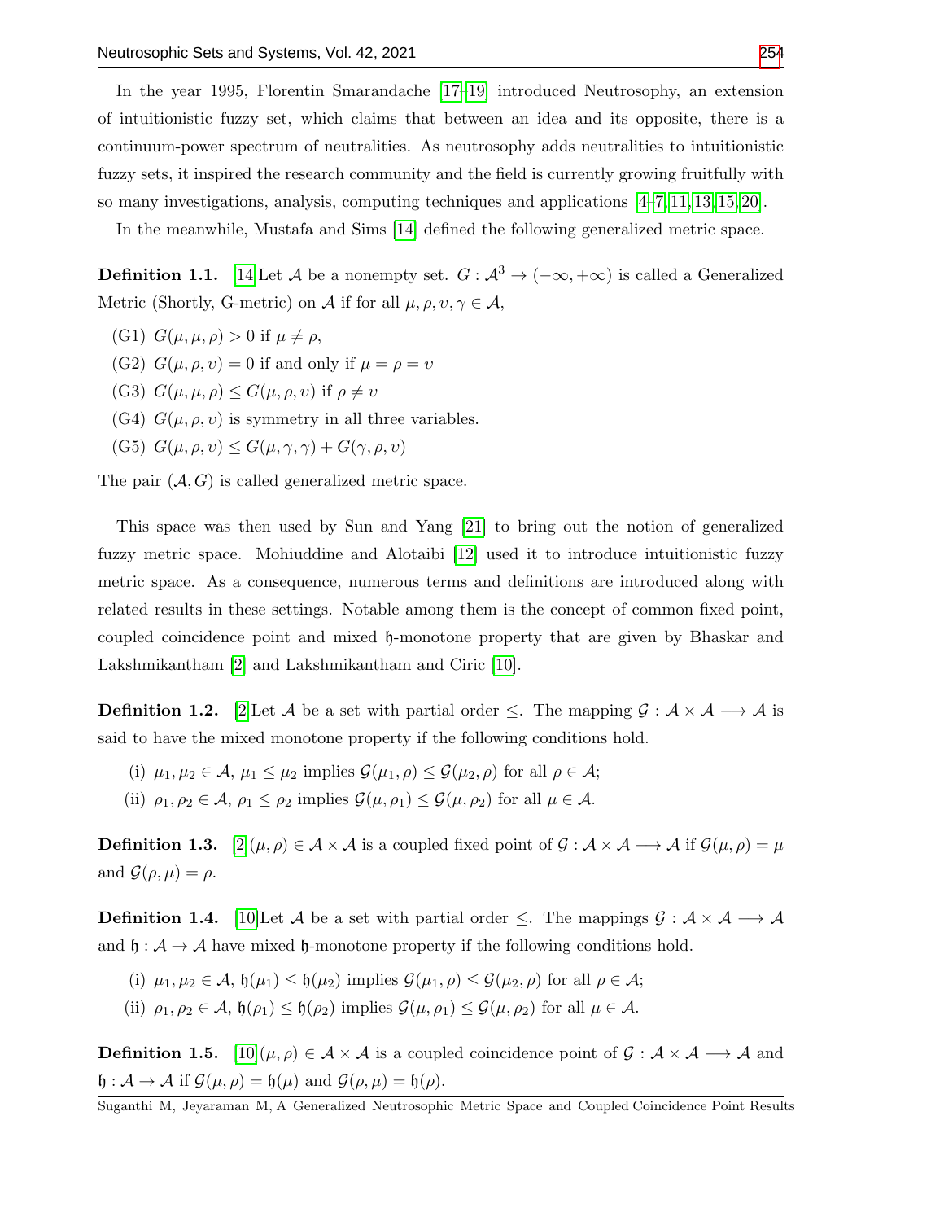In the year 1995, Florentin Smarandache [17–19] introduced Neutrosophy, an extension of intuitionistic fuzzy set, which claims that between an idea and its opposite, there is a continuum-power spectrum of neutralities. As neutrosophy adds neutralities to intuitionistic fuzzy sets, it inspired the research community and the field is currently growing fruitfully with so many investigations, analysis, computing techniques and applications [4–7, 11, 13, 15, 20].

In the meanwhile, Mustafa and Sims [14] defined the following generalized metric space.

**Definition 1.1.** [14]Let $\mathcal{A}$ be a nonempty set. $G : \mathcal{A}^3 \to (-\infty, +\infty)$ is called a Generalized Metric (Shortly, G-metric) on $\mathcal{A}$ if for all $\mu, \rho, \upsilon, \gamma \in \mathcal{A}$,

(G1) $G(\mu, \mu, \rho) > 0$ if $\mu \neq \rho$,

(G2) $G(\mu, \rho, \upsilon) = 0$ if and only if $\mu = \rho = \upsilon$

(G3) $G(\mu, \mu, \rho) \leq G(\mu, \rho, \upsilon)$ if $\rho \neq \upsilon$

(G4) $G(\mu, \rho, \upsilon)$ is symmetry in all three variables.

(G5) $G(\mu, \rho, \upsilon) \leq G(\mu, \gamma, \gamma) + G(\gamma, \rho, \upsilon)$

The pair $(\mathcal{A}, G)$ is called generalized metric space.

This space was then used by Sun and Yang [21] to bring out the notion of generalized fuzzy metric space. Mohiuddine and Alotaibi [12] used it to introduce intuitionistic fuzzy metric space. As a consequence, numerous terms and definitions are introduced along with related results in these settings. Notable among them is the concept of common fixed point, coupled coincidence point and mixed $\mathfrak{h}$-monotone property that are given by Bhaskar and Lakshmikantham [2] and Lakshmikantham and Ciric [10].

**Definition 1.2.** [2]Let $\mathcal{A}$ be a set with partial order $\leq$. The mapping $\mathcal{G} : \mathcal{A} \times \mathcal{A} \longrightarrow \mathcal{A}$ is said to have the mixed monotone property if the following conditions hold.

(i) $\mu_1, \mu_2 \in \mathcal{A}$, $\mu_1 \leq \mu_2$ implies $\mathcal{G}(\mu_1, \rho) \leq \mathcal{G}(\mu_2, \rho)$ for all $\rho \in \mathcal{A}$;

(ii) $\rho_1, \rho_2 \in \mathcal{A}$, $\rho_1 \leq \rho_2$ implies $\mathcal{G}(\mu, \rho_1) \leq \mathcal{G}(\mu, \rho_2)$ for all $\mu \in \mathcal{A}$.

**Definition 1.3.** [2]$(\mu, \rho) \in \mathcal{A} \times \mathcal{A}$ is a coupled fixed point of $\mathcal{G} : \mathcal{A} \times \mathcal{A} \longrightarrow \mathcal{A}$ if $\mathcal{G}(\mu, \rho) = \mu$ and $\mathcal{G}(\rho, \mu) = \rho$.

**Definition 1.4.** [10]Let $\mathcal{A}$ be a set with partial order $\leq$. The mappings $\mathcal{G} : \mathcal{A} \times \mathcal{A} \longrightarrow \mathcal{A}$ and $\mathfrak{h} : \mathcal{A} \to \mathcal{A}$ have mixed $\mathfrak{h}$-monotone property if the following conditions hold.

(i) $\mu_1, \mu_2 \in \mathcal{A}$, $\mathfrak{h}(\mu_1) \leq \mathfrak{h}(\mu_2)$ implies $\mathcal{G}(\mu_1, \rho) \leq \mathcal{G}(\mu_2, \rho)$ for all $\rho \in \mathcal{A}$;

(ii) $\rho_1, \rho_2 \in \mathcal{A}$, $\mathfrak{h}(\rho_1) \leq \mathfrak{h}(\rho_2)$ implies $\mathcal{G}(\mu, \rho_1) \leq \mathcal{G}(\mu, \rho_2)$ for all $\mu \in \mathcal{A}$.

**Definition 1.5.** [10]$(\mu, \rho) \in \mathcal{A} \times \mathcal{A}$ is a coupled coincidence point of $\mathcal{G} : \mathcal{A} \times \mathcal{A} \longrightarrow \mathcal{A}$ and $\mathfrak{h} : \mathcal{A} \to \mathcal{A}$ if $\mathcal{G}(\mu, \rho) = \mathfrak{h}(\mu)$ and $\mathcal{G}(\rho, \mu) = \mathfrak{h}(\rho)$.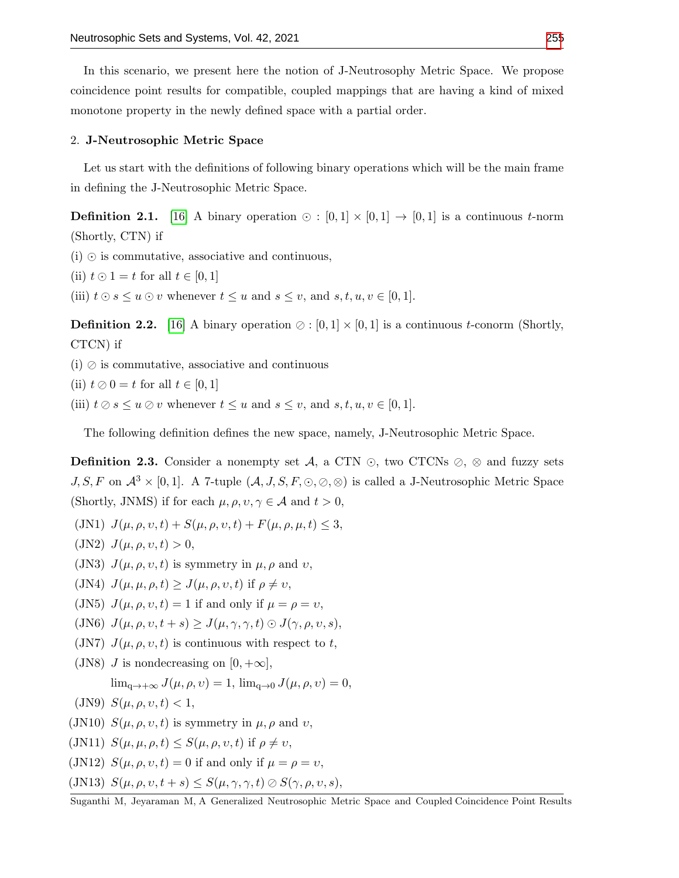In this scenario, we present here the notion of J-Neutrosophy Metric Space. We propose coincidence point results for compatible, coupled mappings that are having a kind of mixed monotone property in the newly defined space with a partial order.

## 2. **J-Neutrosophic Metric Space**

Let us start with the definitions of following binary operations which will be the main frame in defining the J-Neutrosophic Metric Space.

**Definition 2.1.** [16] A binary operation $\odot : [0,1] \times [0,1] \to [0,1]$ is a continuous $t$-norm (Shortly, CTN) if

(i) $\odot$ is commutative, associative and continuous,

(ii) $t \odot 1 = t$ for all $t \in [0,1]$

(iii) $t \odot s \leq u \odot v$ whenever $t \leq u$ and $s \leq v$, and $s, t, u, v \in [0,1]$.

**Definition 2.2.** [16] A binary operation $\oslash : [0,1] \times [0,1]$ is a continuous $t$-conorm (Shortly, CTCN) if

(i) $\oslash$ is commutative, associative and continuous

(ii) $t \oslash 0 = t$ for all $t \in [0,1]$

(iii) $t \oslash s \leq u \oslash v$ whenever $t \leq u$ and $s \leq v$, and $s, t, u, v \in [0,1]$.

The following definition defines the new space, namely, J-Neutrosophic Metric Space.

**Definition 2.3.** Consider a nonempty set $\mathcal{A}$, a CTN $\odot$, two CTCNs $\oslash$, $\otimes$ and fuzzy sets $J, S, F$ on $\mathcal{A}^3 \times [0,1]$. A 7-tuple $(\mathcal{A}, J, S, F, \odot, \oslash, \otimes)$ is called a J-Neutrosophic Metric Space (Shortly, JNMS) if for each $\mu, \rho, \upsilon, \gamma \in \mathcal{A}$ and $t > 0$,

(JN1) $J(\mu,\rho,\upsilon,t) + S(\mu,\rho,\upsilon,t) + F(\mu,\rho,\mu,t) \leq 3$,

(JN2) $J(\mu,\rho,\upsilon,t) > 0$,

(JN3) $J(\mu,\rho,\upsilon,t)$ is symmetry in $\mu, \rho$ and $\upsilon$,

(JN4) $J(\mu,\mu,\rho,t) \geq J(\mu,\rho,\upsilon,t)$ if $\rho \neq \upsilon$,

(JN5) $J(\mu,\rho,\upsilon,t) = 1$ if and only if $\mu = \rho = \upsilon$,

(JN6) $J(\mu,\rho,\upsilon,t+s) \geq J(\mu,\gamma,\gamma,t) \odot J(\gamma,\rho,\upsilon,s)$,

(JN7) $J(\mu,\rho,\upsilon,t)$ is continuous with respect to $t$,

(JN8) $J$ is nondecreasing on $[0,+\infty]$,

$\lim_{q\to+\infty} J(\mu,\rho,\upsilon) = 1$, $\lim_{q\to 0} J(\mu,\rho,\upsilon) = 0$,

(JN9) $S(\mu,\rho,\upsilon,t) < 1$,

(JN10) $S(\mu,\rho,\upsilon,t)$ is symmetry in $\mu, \rho$ and $\upsilon$,

(JN11) $S(\mu,\mu,\rho,t) \leq S(\mu,\rho,\upsilon,t)$ if $\rho \neq \upsilon$,

(JN12) $S(\mu,\rho,\upsilon,t) = 0$ if and only if $\mu = \rho = \upsilon$,

(JN13) $S(\mu,\rho,\upsilon,t+s) \leq S(\mu,\gamma,\gamma,t) \oslash S(\gamma,\rho,\upsilon,s)$,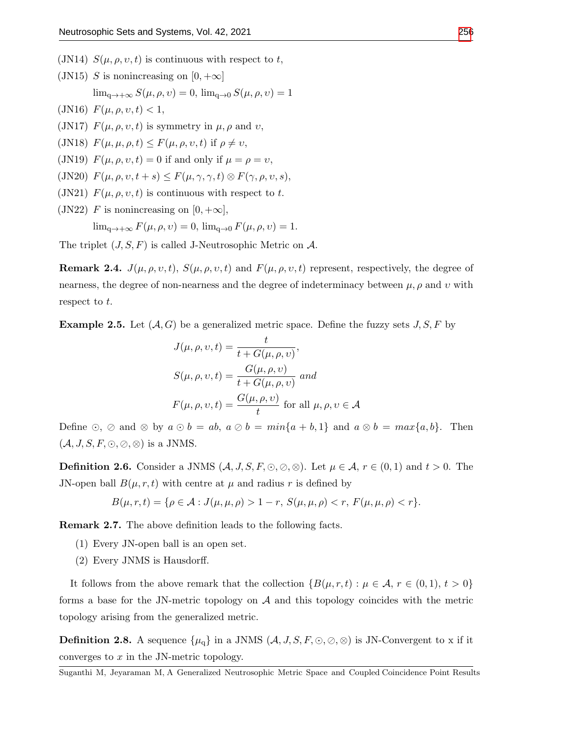(JN14) $S(\mu, \rho, \upsilon, t)$ is continuous with respect to $t$,

(JN15) $S$ is nonincreasing on $[0, +\infty]$

$\lim_{\mathrm{q} \to +\infty} S(\mu, \rho, \upsilon) = 0$, $\lim_{\mathrm{q} \to 0} S(\mu, \rho, \upsilon) = 1$

(JN16) $F(\mu, \rho, \upsilon, t) < 1$,

(JN17) $F(\mu, \rho, \upsilon, t)$ is symmetry in $\mu, \rho$ and $\upsilon$,

(JN18) $F(\mu, \mu, \rho, t) \leq F(\mu, \rho, \upsilon, t)$ if $\rho \neq \upsilon$,

(JN19) $F(\mu, \rho, \upsilon, t) = 0$ if and only if $\mu = \rho = \upsilon$,

(JN20) $F(\mu, \rho, \upsilon, t + s) \leq F(\mu, \gamma, \gamma, t) \otimes F(\gamma, \rho, \upsilon, s)$,

(JN21) $F(\mu, \rho, \upsilon, t)$ is continuous with respect to $t$.

(JN22) $F$ is nonincreasing on $[0, +\infty]$,

$\lim_{\mathrm{q} \to +\infty} F(\mu, \rho, \upsilon) = 0$, $\lim_{\mathrm{q} \to 0} F(\mu, \rho, \upsilon) = 1$.

The triplet $(J, S, F)$ is called J-Neutrosophic Metric on $\mathcal{A}$.

**Remark 2.4.** $J(\mu, \rho, \upsilon, t)$, $S(\mu, \rho, \upsilon, t)$ and $F(\mu, \rho, \upsilon, t)$ represent, respectively, the degree of nearness, the degree of non-nearness and the degree of indeterminacy between $\mu, \rho$ and $\upsilon$ with respect to $t$.

**Example 2.5.** Let $(\mathcal{A}, G)$ be a generalized metric space. Define the fuzzy sets $J, S, F$ by

$$J(\mu, \rho, \upsilon, t) = \frac{t}{t + G(\mu, \rho, \upsilon)},$$

$$S(\mu, \rho, \upsilon, t) = \frac{G(\mu, \rho, \upsilon)}{t + G(\mu, \rho, \upsilon)} \text{ and}$$

$$F(\mu, \rho, \upsilon, t) = \frac{G(\mu, \rho, \upsilon)}{t} \text{ for all } \mu, \rho, \upsilon \in \mathcal{A}$$

Define $\odot$, $\oslash$ and $\otimes$ by $a \odot b = ab$, $a \oslash b = min\{a + b, 1\}$ and $a \otimes b = max\{a, b\}$. Then $(\mathcal{A}, J, S, F, \odot, \oslash, \otimes)$ is a JNMS.

**Definition 2.6.** Consider a JNMS $(\mathcal{A}, J, S, F, \odot, \oslash, \otimes)$. Let $\mu \in \mathcal{A}$, $r \in (0, 1)$ and $t > 0$. The JN-open ball $B(\mu, r, t)$ with centre at $\mu$ and radius $r$ is defined by

$$B(\mu, r, t) = \{\rho \in \mathcal{A} : J(\mu, \mu, \rho) > 1 - r,\ S(\mu, \mu, \rho) < r,\ F(\mu, \mu, \rho) < r\}.$$

**Remark 2.7.** The above definition leads to the following facts.

(1) Every JN-open ball is an open set.

(2) Every JNMS is Hausdorff.

It follows from the above remark that the collection $\{B(\mu, r, t) : \mu \in \mathcal{A},\ r \in (0, 1),\ t > 0\}$ forms a base for the JN-metric topology on $\mathcal{A}$ and this topology coincides with the metric topology arising from the generalized metric.

**Definition 2.8.** A sequence $\{\mu_{\mathrm{q}}\}$ in a JNMS $(\mathcal{A}, J, S, F, \odot, \oslash, \otimes)$ is JN-Convergent to x if it converges to $x$ in the JN-metric topology.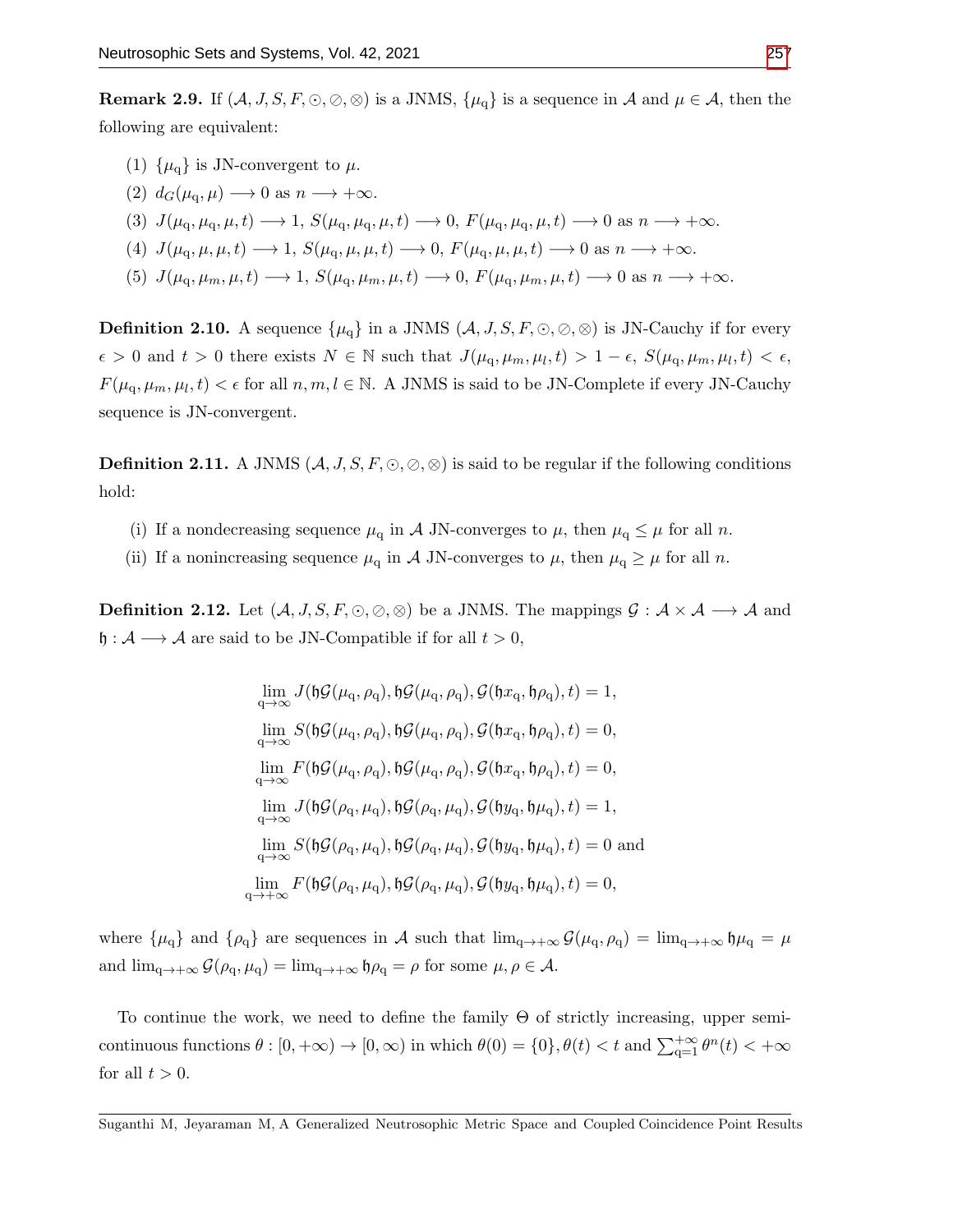**Remark 2.9.** If $(\mathcal{A}, J, S, F, \odot, \oslash, \otimes)$ is a JNMS, $\{\mu_{\mathrm{q}}\}$ is a sequence in $\mathcal{A}$ and $\mu \in \mathcal{A}$, then the following are equivalent:

(1) $\{\mu_{\mathrm{q}}\}$ is JN-convergent to $\mu$.

(2) $d_G(\mu_{\mathrm{q}}, \mu) \longrightarrow 0$ as $n \longrightarrow +\infty$.

(3) $J(\mu_{\mathrm{q}}, \mu_{\mathrm{q}}, \mu, t) \longrightarrow 1$, $S(\mu_{\mathrm{q}}, \mu_{\mathrm{q}}, \mu, t) \longrightarrow 0$, $F(\mu_{\mathrm{q}}, \mu_{\mathrm{q}}, \mu, t) \longrightarrow 0$ as $n \longrightarrow +\infty$.

(4) $J(\mu_{\mathrm{q}}, \mu, \mu, t) \longrightarrow 1$, $S(\mu_{\mathrm{q}}, \mu, \mu, t) \longrightarrow 0$, $F(\mu_{\mathrm{q}}, \mu, \mu, t) \longrightarrow 0$ as $n \longrightarrow +\infty$.

(5) $J(\mu_{\mathrm{q}}, \mu_m, \mu, t) \longrightarrow 1$, $S(\mu_{\mathrm{q}}, \mu_m, \mu, t) \longrightarrow 0$, $F(\mu_{\mathrm{q}}, \mu_m, \mu, t) \longrightarrow 0$ as $n \longrightarrow +\infty$.

**Definition 2.10.** A sequence $\{\mu_{\mathrm{q}}\}$ in a JNMS $(\mathcal{A}, J, S, F, \odot, \oslash, \otimes)$ is JN-Cauchy if for every $\epsilon > 0$ and $t > 0$ there exists $N \in \mathbb{N}$ such that $J(\mu_{\mathrm{q}}, \mu_m, \mu_l, t) > 1 - \epsilon$, $S(\mu_{\mathrm{q}}, \mu_m, \mu_l, t) < \epsilon$, $F(\mu_{\mathrm{q}}, \mu_m, \mu_l, t) < \epsilon$ for all $n, m, l \in \mathbb{N}$. A JNMS is said to be JN-Complete if every JN-Cauchy sequence is JN-convergent.

**Definition 2.11.** A JNMS $(\mathcal{A}, J, S, F, \odot, \oslash, \otimes)$ is said to be regular if the following conditions hold:

(i) If a nondecreasing sequence $\mu_{\mathrm{q}}$ in $\mathcal{A}$ JN-converges to $\mu$, then $\mu_{\mathrm{q}} \leq \mu$ for all $n$.

(ii) If a nonincreasing sequence $\mu_{\mathrm{q}}$ in $\mathcal{A}$ JN-converges to $\mu$, then $\mu_{\mathrm{q}} \geq \mu$ for all $n$.

**Definition 2.12.** Let $(\mathcal{A}, J, S, F, \odot, \oslash, \otimes)$ be a JNMS. The mappings $\mathcal{G} : \mathcal{A} \times \mathcal{A} \longrightarrow \mathcal{A}$ and $\mathfrak{h} : \mathcal{A} \longrightarrow \mathcal{A}$ are said to be JN-Compatible if for all $t > 0$,

$$
\begin{aligned}
&\lim_{\mathrm{q}\to\infty} J(\mathfrak{h}\mathcal{G}(\mu_{\mathrm{q}}, \rho_{\mathrm{q}}), \mathfrak{h}\mathcal{G}(\mu_{\mathrm{q}}, \rho_{\mathrm{q}}), \mathcal{G}(\mathfrak{h}x_{\mathrm{q}}, \mathfrak{h}\rho_{\mathrm{q}}), t) = 1,\\
&\lim_{\mathrm{q}\to\infty} S(\mathfrak{h}\mathcal{G}(\mu_{\mathrm{q}}, \rho_{\mathrm{q}}), \mathfrak{h}\mathcal{G}(\mu_{\mathrm{q}}, \rho_{\mathrm{q}}), \mathcal{G}(\mathfrak{h}x_{\mathrm{q}}, \mathfrak{h}\rho_{\mathrm{q}}), t) = 0,\\
&\lim_{\mathrm{q}\to\infty} F(\mathfrak{h}\mathcal{G}(\mu_{\mathrm{q}}, \rho_{\mathrm{q}}), \mathfrak{h}\mathcal{G}(\mu_{\mathrm{q}}, \rho_{\mathrm{q}}), \mathcal{G}(\mathfrak{h}x_{\mathrm{q}}, \mathfrak{h}\rho_{\mathrm{q}}), t) = 0,\\
&\lim_{\mathrm{q}\to\infty} J(\mathfrak{h}\mathcal{G}(\rho_{\mathrm{q}}, \mu_{\mathrm{q}}), \mathfrak{h}\mathcal{G}(\rho_{\mathrm{q}}, \mu_{\mathrm{q}}), \mathcal{G}(\mathfrak{h}y_{\mathrm{q}}, \mathfrak{h}\mu_{\mathrm{q}}), t) = 1,\\
&\lim_{\mathrm{q}\to\infty} S(\mathfrak{h}\mathcal{G}(\rho_{\mathrm{q}}, \mu_{\mathrm{q}}), \mathfrak{h}\mathcal{G}(\rho_{\mathrm{q}}, \mu_{\mathrm{q}}), \mathcal{G}(\mathfrak{h}y_{\mathrm{q}}, \mathfrak{h}\mu_{\mathrm{q}}), t) = 0 \text{ and}\\
&\lim_{\mathrm{q}\to+\infty} F(\mathfrak{h}\mathcal{G}(\rho_{\mathrm{q}}, \mu_{\mathrm{q}}), \mathfrak{h}\mathcal{G}(\rho_{\mathrm{q}}, \mu_{\mathrm{q}}), \mathcal{G}(\mathfrak{h}y_{\mathrm{q}}, \mathfrak{h}\mu_{\mathrm{q}}), t) = 0,
\end{aligned}
$$

where $\{\mu_{\mathrm{q}}\}$ and $\{\rho_{\mathrm{q}}\}$ are sequences in $\mathcal{A}$ such that $\lim_{\mathrm{q}\to+\infty} \mathcal{G}(\mu_{\mathrm{q}}, \rho_{\mathrm{q}}) = \lim_{\mathrm{q}\to+\infty} \mathfrak{h}\mu_{\mathrm{q}} = \mu$ and $\lim_{\mathrm{q}\to+\infty} \mathcal{G}(\rho_{\mathrm{q}}, \mu_{\mathrm{q}}) = \lim_{\mathrm{q}\to+\infty} \mathfrak{h}\rho_{\mathrm{q}} = \rho$ for some $\mu, \rho \in \mathcal{A}$.

To continue the work, we need to define the family $\Theta$ of strictly increasing, upper semi-continuous functions $\theta : [0, +\infty) \to [0, \infty)$ in which $\theta(0) = \{0\}, \theta(t) < t$ and $\sum_{\mathrm{q}=1}^{+\infty} \theta^n(t) < +\infty$ for all $t > 0$.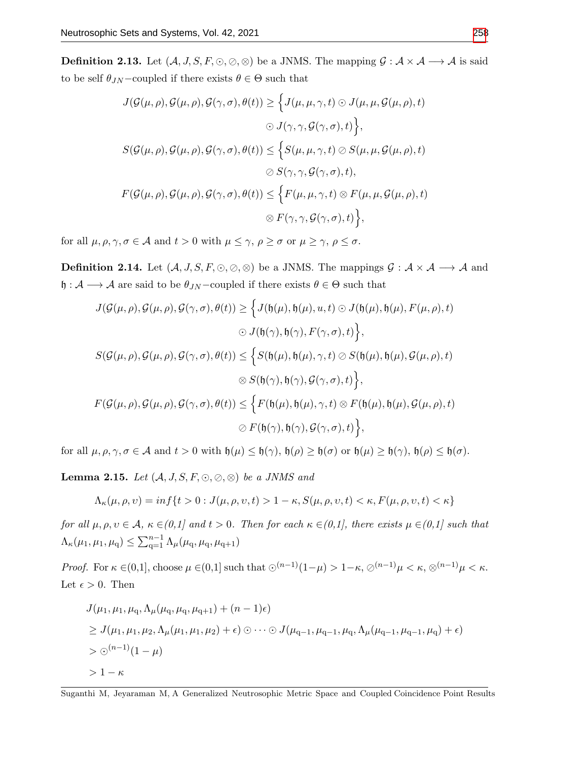**Definition 2.13.** Let $(\mathcal{A}, J, S, F, \odot, \oslash, \otimes)$ be a JNMS. The mapping $\mathcal{G} : \mathcal{A} \times \mathcal{A} \longrightarrow \mathcal{A}$ is said to be self $\theta_{JN}-$coupled if there exists $\theta \in \Theta$ such that

$$
\begin{aligned}
J(\mathcal{G}(\mu,\rho), \mathcal{G}(\mu,\rho), \mathcal{G}(\gamma,\sigma), \theta(t)) \geq \Big\{ & J(\mu,\mu,\gamma,t) \odot J(\mu,\mu,\mathcal{G}(\mu,\rho),t) \\
& \odot J(\gamma,\gamma,\mathcal{G}(\gamma,\sigma),t) \Big\}, \\
S(\mathcal{G}(\mu,\rho), \mathcal{G}(\mu,\rho), \mathcal{G}(\gamma,\sigma), \theta(t)) \leq \Big\{ & S(\mu,\mu,\gamma,t) \oslash S(\mu,\mu,\mathcal{G}(\mu,\rho),t) \\
& \oslash S(\gamma,\gamma,\mathcal{G}(\gamma,\sigma),t), \\
F(\mathcal{G}(\mu,\rho), \mathcal{G}(\mu,\rho), \mathcal{G}(\gamma,\sigma), \theta(t)) \leq \Big\{ & F(\mu,\mu,\gamma,t) \otimes F(\mu,\mu,\mathcal{G}(\mu,\rho),t) \\
& \otimes F(\gamma,\gamma,\mathcal{G}(\gamma,\sigma),t) \Big\},
\end{aligned}
$$

for all $\mu, \rho, \gamma, \sigma \in \mathcal{A}$ and $t > 0$ with $\mu \leq \gamma,\ \rho \geq \sigma$ or $\mu \geq \gamma,\ \rho \leq \sigma$.

**Definition 2.14.** Let $(\mathcal{A}, J, S, F, \odot, \oslash, \otimes)$ be a JNMS. The mappings $\mathcal{G} : \mathcal{A} \times \mathcal{A} \longrightarrow \mathcal{A}$ and $\mathfrak{h} : \mathcal{A} \longrightarrow \mathcal{A}$ are said to be $\theta_{JN}-$coupled if there exists $\theta \in \Theta$ such that

$$
\begin{aligned}
J(\mathcal{G}(\mu,\rho), \mathcal{G}(\mu,\rho), \mathcal{G}(\gamma,\sigma), \theta(t)) \geq \Big\{ & J(\mathfrak{h}(\mu),\mathfrak{h}(\mu),u,t) \odot J(\mathfrak{h}(\mu),\mathfrak{h}(\mu),F(\mu,\rho),t) \\
& \odot J(\mathfrak{h}(\gamma),\mathfrak{h}(\gamma),F(\gamma,\sigma),t) \Big\}, \\
S(\mathcal{G}(\mu,\rho), \mathcal{G}(\mu,\rho), \mathcal{G}(\gamma,\sigma), \theta(t)) \leq \Big\{ & S(\mathfrak{h}(\mu),\mathfrak{h}(\mu),\gamma,t) \oslash S(\mathfrak{h}(\mu),\mathfrak{h}(\mu),\mathcal{G}(\mu,\rho),t) \\
& \otimes S(\mathfrak{h}(\gamma),\mathfrak{h}(\gamma),\mathcal{G}(\gamma,\sigma),t) \Big\}, \\
F(\mathcal{G}(\mu,\rho), \mathcal{G}(\mu,\rho), \mathcal{G}(\gamma,\sigma), \theta(t)) \leq \Big\{ & F(\mathfrak{h}(\mu),\mathfrak{h}(\mu),\gamma,t) \otimes F(\mathfrak{h}(\mu),\mathfrak{h}(\mu),\mathcal{G}(\mu,\rho),t) \\
& \oslash F(\mathfrak{h}(\gamma),\mathfrak{h}(\gamma),\mathcal{G}(\gamma,\sigma),t) \Big\},
\end{aligned}
$$

for all $\mu, \rho, \gamma, \sigma \in \mathcal{A}$ and $t > 0$ with $\mathfrak{h}(\mu) \leq \mathfrak{h}(\gamma),\ \mathfrak{h}(\rho) \geq \mathfrak{h}(\sigma)$ or $\mathfrak{h}(\mu) \geq \mathfrak{h}(\gamma),\ \mathfrak{h}(\rho) \leq \mathfrak{h}(\sigma)$.

**Lemma 2.15.** *Let $(\mathcal{A}, J, S, F, \odot, \oslash, \otimes)$ be a JNMS and*

$$\Lambda_\kappa(\mu,\rho,\upsilon) = inf\{t > 0 : J(\mu,\rho,\upsilon,t) > 1-\kappa, S(\mu,\rho,\upsilon,t) < \kappa, F(\mu,\rho,\upsilon,t) < \kappa\}$$

*for all $\mu, \rho, \upsilon \in \mathcal{A}$, $\kappa \in$(0,1] and $t > 0$. Then for each $\kappa \in$(0,1], there exists $\mu \in$(0,1] such that $\Lambda_\kappa(\mu_1,\mu_1,\mu_{\mathrm{q}}) \leq \sum_{\mathrm{q}=1}^{n-1} \Lambda_\mu(\mu_{\mathrm{q}},\mu_{\mathrm{q}},\mu_{\mathrm{q}+1})$*

*Proof.* For $\kappa \in$(0,1], choose $\mu \in$(0,1] such that $\odot^{(n-1)}(1-\mu) > 1-\kappa$, $\oslash^{(n-1)}\mu < \kappa$, $\otimes^{(n-1)}\mu < \kappa$. Let $\epsilon > 0$. Then

$$
\begin{aligned}
& J(\mu_1,\mu_1,\mu_{\mathrm{q}},\Lambda_\mu(\mu_{\mathrm{q}},\mu_{\mathrm{q}},\mu_{\mathrm{q}+1}) + (n-1)\epsilon) \\
& \geq J(\mu_1,\mu_1,\mu_2,\Lambda_\mu(\mu_1,\mu_1,\mu_2)+\epsilon) \odot \cdots \odot J(\mu_{\mathrm{q}-1},\mu_{\mathrm{q}-1},\mu_{\mathrm{q}},\Lambda_\mu(\mu_{\mathrm{q}-1},\mu_{\mathrm{q}-1},\mu_{\mathrm{q}})+\epsilon) \\
& > \odot^{(n-1)}(1-\mu) \\
& > 1-\kappa
\end{aligned}
$$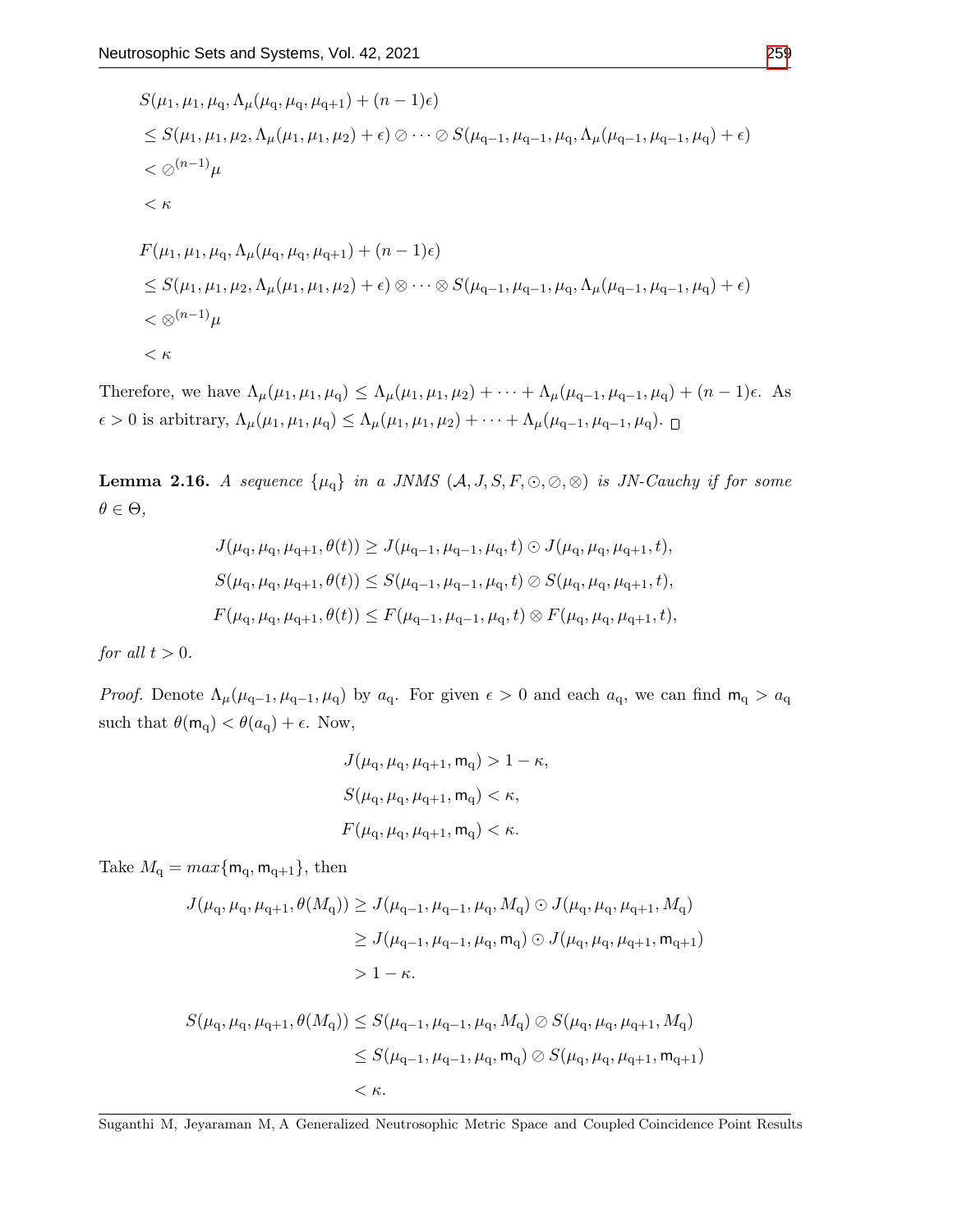$$
\begin{aligned}
&S(\mu_1, \mu_1, \mu_q, \Lambda_\mu(\mu_q, \mu_q, \mu_{q+1}) + (n-1)\epsilon) \\
&\leq S(\mu_1, \mu_1, \mu_2, \Lambda_\mu(\mu_1, \mu_1, \mu_2) + \epsilon) \oslash \cdots \oslash S(\mu_{q-1}, \mu_{q-1}, \mu_q, \Lambda_\mu(\mu_{q-1}, \mu_{q-1}, \mu_q) + \epsilon) \\
&< \oslash^{(n-1)}\mu \\
&< \kappa
\end{aligned}
$$

$$
\begin{aligned}
&F(\mu_1, \mu_1, \mu_q, \Lambda_\mu(\mu_q, \mu_q, \mu_{q+1}) + (n-1)\epsilon) \\
&\leq S(\mu_1, \mu_1, \mu_2, \Lambda_\mu(\mu_1, \mu_1, \mu_2) + \epsilon) \otimes \cdots \otimes S(\mu_{q-1}, \mu_{q-1}, \mu_q, \Lambda_\mu(\mu_{q-1}, \mu_{q-1}, \mu_q) + \epsilon) \\
&< \otimes^{(n-1)}\mu \\
&< \kappa
\end{aligned}
$$

Therefore, we have $\Lambda_\mu(\mu_1, \mu_1, \mu_q) \leq \Lambda_\mu(\mu_1, \mu_1, \mu_2) + \cdots + \Lambda_\mu(\mu_{q-1}, \mu_{q-1}, \mu_q) + (n-1)\epsilon$. As $\epsilon > 0$ is arbitrary, $\Lambda_\mu(\mu_1, \mu_1, \mu_q) \leq \Lambda_\mu(\mu_1, \mu_1, \mu_2) + \cdots + \Lambda_\mu(\mu_{q-1}, \mu_{q-1}, \mu_q)$. □

**Lemma 2.16.** *A sequence $\{\mu_q\}$ in a JNMS $(\mathcal{A}, J, S, F, \odot, \oslash, \otimes)$ is JN-Cauchy if for some $\theta \in \Theta$,*

$$
\begin{aligned}
J(\mu_q, \mu_q, \mu_{q+1}, \theta(t)) &\geq J(\mu_{q-1}, \mu_{q-1}, \mu_q, t) \odot J(\mu_q, \mu_q, \mu_{q+1}, t), \\
S(\mu_q, \mu_q, \mu_{q+1}, \theta(t)) &\leq S(\mu_{q-1}, \mu_{q-1}, \mu_q, t) \oslash S(\mu_q, \mu_q, \mu_{q+1}, t), \\
F(\mu_q, \mu_q, \mu_{q+1}, \theta(t)) &\leq F(\mu_{q-1}, \mu_{q-1}, \mu_q, t) \otimes F(\mu_q, \mu_q, \mu_{q+1}, t),
\end{aligned}
$$

*for all $t > 0$.*

*Proof.* Denote $\Lambda_\mu(\mu_{q-1}, \mu_{q-1}, \mu_q)$ by $a_q$. For given $\epsilon > 0$ and each $a_q$, we can find $\mathsf{m}_q > a_q$ such that $\theta(\mathsf{m}_q) < \theta(a_q) + \epsilon$. Now,

$$
\begin{aligned}
J(\mu_q, \mu_q, \mu_{q+1}, \mathsf{m}_q) &> 1 - \kappa, \\
S(\mu_q, \mu_q, \mu_{q+1}, \mathsf{m}_q) &< \kappa, \\
F(\mu_q, \mu_q, \mu_{q+1}, \mathsf{m}_q) &< \kappa.
\end{aligned}
$$

Take $M_q = max\{\mathsf{m}_q, \mathsf{m}_{q+1}\}$, then

$$
\begin{aligned}
J(\mu_q, \mu_q, \mu_{q+1}, \theta(M_q)) &\geq J(\mu_{q-1}, \mu_{q-1}, \mu_q, M_q) \odot J(\mu_q, \mu_q, \mu_{q+1}, M_q) \\
&\geq J(\mu_{q-1}, \mu_{q-1}, \mu_q, \mathsf{m}_q) \odot J(\mu_q, \mu_q, \mu_{q+1}, \mathsf{m}_{q+1}) \\
&> 1 - \kappa.
\end{aligned}
$$

$$
\begin{aligned}
S(\mu_q, \mu_q, \mu_{q+1}, \theta(M_q)) &\leq S(\mu_{q-1}, \mu_{q-1}, \mu_q, M_q) \oslash S(\mu_q, \mu_q, \mu_{q+1}, M_q) \\
&\leq S(\mu_{q-1}, \mu_{q-1}, \mu_q, \mathsf{m}_q) \oslash S(\mu_q, \mu_q, \mu_{q+1}, \mathsf{m}_{q+1}) \\
&< \kappa.
\end{aligned}
$$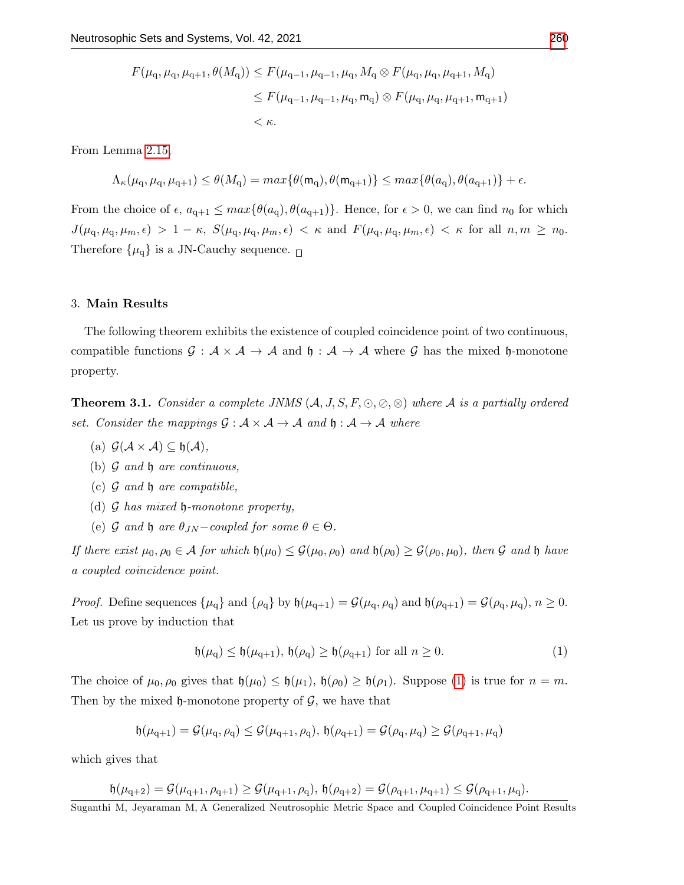$$
\begin{aligned}
F(\mu_{\rm q}, \mu_{\rm q}, \mu_{\rm q+1}, \theta(M_{\rm q})) &\leq F(\mu_{\rm q-1}, \mu_{\rm q-1}, \mu_{\rm q}, M_{\rm q} \otimes F(\mu_{\rm q}, \mu_{\rm q}, \mu_{\rm q+1}, M_{\rm q}) \\
&\leq F(\mu_{\rm q-1}, \mu_{\rm q-1}, \mu_{\rm q}, \mathsf{m}_{\rm q}) \otimes F(\mu_{\rm q}, \mu_{\rm q}, \mu_{\rm q+1}, \mathsf{m}_{\rm q+1}) \\
&< \kappa.
\end{aligned}
$$

From Lemma 2.15,

$$
\Lambda_\kappa(\mu_{\rm q}, \mu_{\rm q}, \mu_{\rm q+1}) \leq \theta(M_{\rm q}) = max\{\theta(\mathsf{m}_{\rm q}), \theta(\mathsf{m}_{\rm q+1})\} \leq max\{\theta(a_{\rm q}), \theta(a_{\rm q+1})\} + \epsilon.
$$

From the choice of $\epsilon$, $a_{\rm q+1} \leq max\{\theta(a_{\rm q}), \theta(a_{\rm q+1})\}$. Hence, for $\epsilon > 0$, we can find $n_0$ for which $J(\mu_{\rm q}, \mu_{\rm q}, \mu_m, \epsilon) > 1 - \kappa$, $S(\mu_{\rm q}, \mu_{\rm q}, \mu_m, \epsilon) < \kappa$ and $F(\mu_{\rm q}, \mu_{\rm q}, \mu_m, \epsilon) < \kappa$ for all $n, m \geq n_0$. Therefore $\{\mu_{\rm q}\}$ is a JN-Cauchy sequence. □

## 3. Main Results

The following theorem exhibits the existence of coupled coincidence point of two continuous, compatible functions $\mathcal{G} : \mathcal{A} \times \mathcal{A} \to \mathcal{A}$ and $\mathfrak{h} : \mathcal{A} \to \mathcal{A}$ where $\mathcal{G}$ has the mixed $\mathfrak{h}$-monotone property.

**Theorem 3.1.** *Consider a complete JNMS $(\mathcal{A}, J, S, F, \odot, \oslash, \otimes)$ where $\mathcal{A}$ is a partially ordered set. Consider the mappings $\mathcal{G} : \mathcal{A} \times \mathcal{A} \to \mathcal{A}$ and $\mathfrak{h} : \mathcal{A} \to \mathcal{A}$ where*

- (a) $\mathcal{G}(\mathcal{A} \times \mathcal{A}) \subseteq \mathfrak{h}(\mathcal{A})$,
- (b) *$\mathcal{G}$ and $\mathfrak{h}$ are continuous,*
- (c) *$\mathcal{G}$ and $\mathfrak{h}$ are compatible,*
- (d) *$\mathcal{G}$ has mixed $\mathfrak{h}$-monotone property,*
- (e) *$\mathcal{G}$ and $\mathfrak{h}$ are $\theta_{JN}-$coupled for some $\theta \in \Theta$.*

*If there exist $\mu_0, \rho_0 \in \mathcal{A}$ for which $\mathfrak{h}(\mu_0) \leq \mathcal{G}(\mu_0, \rho_0)$ and $\mathfrak{h}(\rho_0) \geq \mathcal{G}(\rho_0, \mu_0)$, then $\mathcal{G}$ and $\mathfrak{h}$ have a coupled coincidence point.*

*Proof.* Define sequences $\{\mu_{\rm q}\}$ and $\{\rho_{\rm q}\}$ by $\mathfrak{h}(\mu_{\rm q+1}) = \mathcal{G}(\mu_{\rm q}, \rho_{\rm q})$ and $\mathfrak{h}(\rho_{\rm q+1}) = \mathcal{G}(\rho_{\rm q}, \mu_{\rm q})$, $n \geq 0$. Let us prove by induction that

$$
\mathfrak{h}(\mu_{\rm q}) \leq \mathfrak{h}(\mu_{\rm q+1}),\ \mathfrak{h}(\rho_{\rm q}) \geq \mathfrak{h}(\rho_{\rm q+1}) \text{ for all } n \geq 0. \tag{1}
$$

The choice of $\mu_0, \rho_0$ gives that $\mathfrak{h}(\mu_0) \leq \mathfrak{h}(\mu_1)$, $\mathfrak{h}(\rho_0) \geq \mathfrak{h}(\rho_1)$. Suppose (1) is true for $n = m$. Then by the mixed $\mathfrak{h}$-monotone property of $\mathcal{G}$, we have that

$$
\mathfrak{h}(\mu_{\rm q+1}) = \mathcal{G}(\mu_{\rm q}, \rho_{\rm q}) \leq \mathcal{G}(\mu_{\rm q+1}, \rho_{\rm q}),\ \mathfrak{h}(\rho_{\rm q+1}) = \mathcal{G}(\rho_{\rm q}, \mu_{\rm q}) \geq \mathcal{G}(\rho_{\rm q+1}, \mu_{\rm q})
$$

which gives that

$$
\mathfrak{h}(\mu_{\rm q+2}) = \mathcal{G}(\mu_{\rm q+1}, \rho_{\rm q+1}) \geq \mathcal{G}(\mu_{\rm q+1}, \rho_{\rm q}),\ \mathfrak{h}(\rho_{\rm q+2}) = \mathcal{G}(\rho_{\rm q+1}, \mu_{\rm q+1}) \leq \mathcal{G}(\rho_{\rm q+1}, \mu_{\rm q}).
$$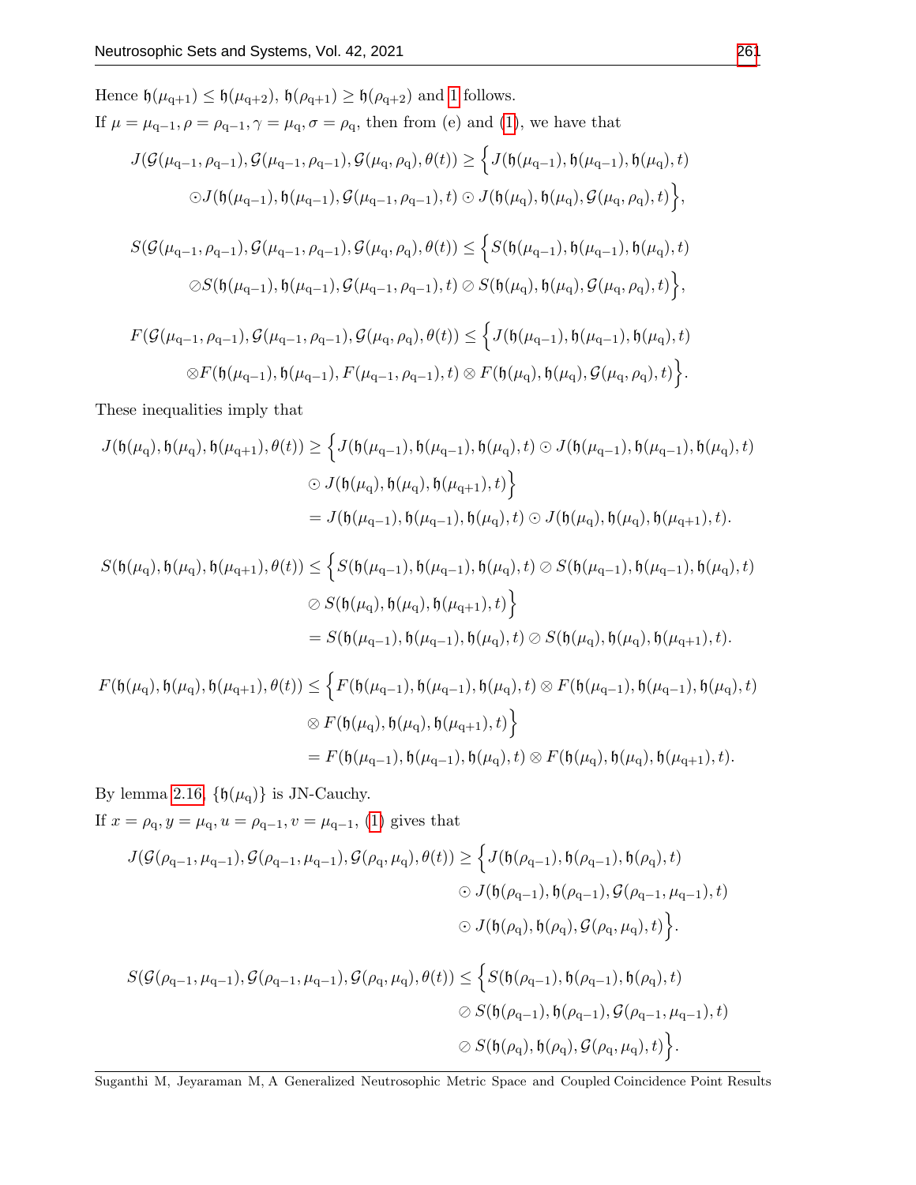Hence $\mathfrak{h}(\mu_{q+1}) \leq \mathfrak{h}(\mu_{q+2})$, $\mathfrak{h}(\rho_{q+1}) \geq \mathfrak{h}(\rho_{q+2})$ and 1 follows.

If $\mu = \mu_{q-1}, \rho = \rho_{q-1}, \gamma = \mu_q, \sigma = \rho_q$, then from (e) and (1), we have that

$$J(\mathcal{G}(\mu_{q-1}, \rho_{q-1}), \mathcal{G}(\mu_{q-1}, \rho_{q-1}), \mathcal{G}(\mu_q, \rho_q), \theta(t)) \geq \Big\{ J(\mathfrak{h}(\mu_{q-1}), \mathfrak{h}(\mu_{q-1}), \mathfrak{h}(\mu_q), t)$$
$$\odot J(\mathfrak{h}(\mu_{q-1}), \mathfrak{h}(\mu_{q-1}), \mathcal{G}(\mu_{q-1}, \rho_{q-1}), t) \odot J(\mathfrak{h}(\mu_q), \mathfrak{h}(\mu_q), \mathcal{G}(\mu_q, \rho_q), t) \Big\},$$

$$S(\mathcal{G}(\mu_{q-1}, \rho_{q-1}), \mathcal{G}(\mu_{q-1}, \rho_{q-1}), \mathcal{G}(\mu_q, \rho_q), \theta(t)) \leq \Big\{ S(\mathfrak{h}(\mu_{q-1}), \mathfrak{h}(\mu_{q-1}), \mathfrak{h}(\mu_q), t)$$
$$\oslash S(\mathfrak{h}(\mu_{q-1}), \mathfrak{h}(\mu_{q-1}), \mathcal{G}(\mu_{q-1}, \rho_{q-1}), t) \oslash S(\mathfrak{h}(\mu_q), \mathfrak{h}(\mu_q), \mathcal{G}(\mu_q, \rho_q), t) \Big\},$$

$$F(\mathcal{G}(\mu_{q-1}, \rho_{q-1}), \mathcal{G}(\mu_{q-1}, \rho_{q-1}), \mathcal{G}(\mu_q, \rho_q), \theta(t)) \leq \Big\{ J(\mathfrak{h}(\mu_{q-1}), \mathfrak{h}(\mu_{q-1}), \mathfrak{h}(\mu_q), t)$$
$$\otimes F(\mathfrak{h}(\mu_{q-1}), \mathfrak{h}(\mu_{q-1}), F(\mu_{q-1}, \rho_{q-1}), t) \otimes F(\mathfrak{h}(\mu_q), \mathfrak{h}(\mu_q), \mathcal{G}(\mu_q, \rho_q), t) \Big\}.$$

These inequalities imply that

$$\begin{aligned} J(\mathfrak{h}(\mu_q), \mathfrak{h}(\mu_q), \mathfrak{h}(\mu_{q+1}), \theta(t)) &\geq \Big\{ J(\mathfrak{h}(\mu_{q-1}), \mathfrak{h}(\mu_{q-1}), \mathfrak{h}(\mu_q), t) \odot J(\mathfrak{h}(\mu_{q-1}), \mathfrak{h}(\mu_{q-1}), \mathfrak{h}(\mu_q), t) \\ &\quad \odot J(\mathfrak{h}(\mu_q), \mathfrak{h}(\mu_q), \mathfrak{h}(\mu_{q+1}), t) \Big\} \\ &= J(\mathfrak{h}(\mu_{q-1}), \mathfrak{h}(\mu_{q-1}), \mathfrak{h}(\mu_q), t) \odot J(\mathfrak{h}(\mu_q), \mathfrak{h}(\mu_q), \mathfrak{h}(\mu_{q+1}), t). \end{aligned}$$

$$\begin{aligned} S(\mathfrak{h}(\mu_q), \mathfrak{h}(\mu_q), \mathfrak{h}(\mu_{q+1}), \theta(t)) &\leq \Big\{ S(\mathfrak{h}(\mu_{q-1}), \mathfrak{h}(\mu_{q-1}), \mathfrak{h}(\mu_q), t) \oslash S(\mathfrak{h}(\mu_{q-1}), \mathfrak{h}(\mu_{q-1}), \mathfrak{h}(\mu_q), t) \\ &\quad \oslash S(\mathfrak{h}(\mu_q), \mathfrak{h}(\mu_q), \mathfrak{h}(\mu_{q+1}), t) \Big\} \\ &= S(\mathfrak{h}(\mu_{q-1}), \mathfrak{h}(\mu_{q-1}), \mathfrak{h}(\mu_q), t) \oslash S(\mathfrak{h}(\mu_q), \mathfrak{h}(\mu_q), \mathfrak{h}(\mu_{q+1}), t). \end{aligned}$$

$$\begin{aligned} F(\mathfrak{h}(\mu_q), \mathfrak{h}(\mu_q), \mathfrak{h}(\mu_{q+1}), \theta(t)) &\leq \Big\{ F(\mathfrak{h}(\mu_{q-1}), \mathfrak{h}(\mu_{q-1}), \mathfrak{h}(\mu_q), t) \otimes F(\mathfrak{h}(\mu_{q-1}), \mathfrak{h}(\mu_{q-1}), \mathfrak{h}(\mu_q), t) \\ &\quad \otimes F(\mathfrak{h}(\mu_q), \mathfrak{h}(\mu_q), \mathfrak{h}(\mu_{q+1}), t) \Big\} \\ &= F(\mathfrak{h}(\mu_{q-1}), \mathfrak{h}(\mu_{q-1}), \mathfrak{h}(\mu_q), t) \otimes F(\mathfrak{h}(\mu_q), \mathfrak{h}(\mu_q), \mathfrak{h}(\mu_{q+1}), t). \end{aligned}$$

By lemma 2.16, $\{\mathfrak{h}(\mu_q)\}$ is JN-Cauchy.

If $x = \rho_q, y = \mu_q, u = \rho_{q-1}, v = \mu_{q-1}$, (1) gives that

$$\begin{aligned} J(\mathcal{G}(\rho_{q-1}, \mu_{q-1}), \mathcal{G}(\rho_{q-1}, \mu_{q-1}), \mathcal{G}(\rho_q, \mu_q), \theta(t)) \geq \Big\{ & J(\mathfrak{h}(\rho_{q-1}), \mathfrak{h}(\rho_{q-1}), \mathfrak{h}(\rho_q), t) \\ & \odot J(\mathfrak{h}(\rho_{q-1}), \mathfrak{h}(\rho_{q-1}), \mathcal{G}(\rho_{q-1}, \mu_{q-1}), t) \\ & \odot J(\mathfrak{h}(\rho_q), \mathfrak{h}(\rho_q), \mathcal{G}(\rho_q, \mu_q), t) \Big\}. \end{aligned}$$

$$\begin{aligned} S(\mathcal{G}(\rho_{q-1}, \mu_{q-1}), \mathcal{G}(\rho_{q-1}, \mu_{q-1}), \mathcal{G}(\rho_q, \mu_q), \theta(t)) \leq \Big\{ & S(\mathfrak{h}(\rho_{q-1}), \mathfrak{h}(\rho_{q-1}), \mathfrak{h}(\rho_q), t) \\ & \oslash S(\mathfrak{h}(\rho_{q-1}), \mathfrak{h}(\rho_{q-1}), \mathcal{G}(\rho_{q-1}, \mu_{q-1}), t) \\ & \oslash S(\mathfrak{h}(\rho_q), \mathfrak{h}(\rho_q), \mathcal{G}(\rho_q, \mu_q), t) \Big\}. \end{aligned}$$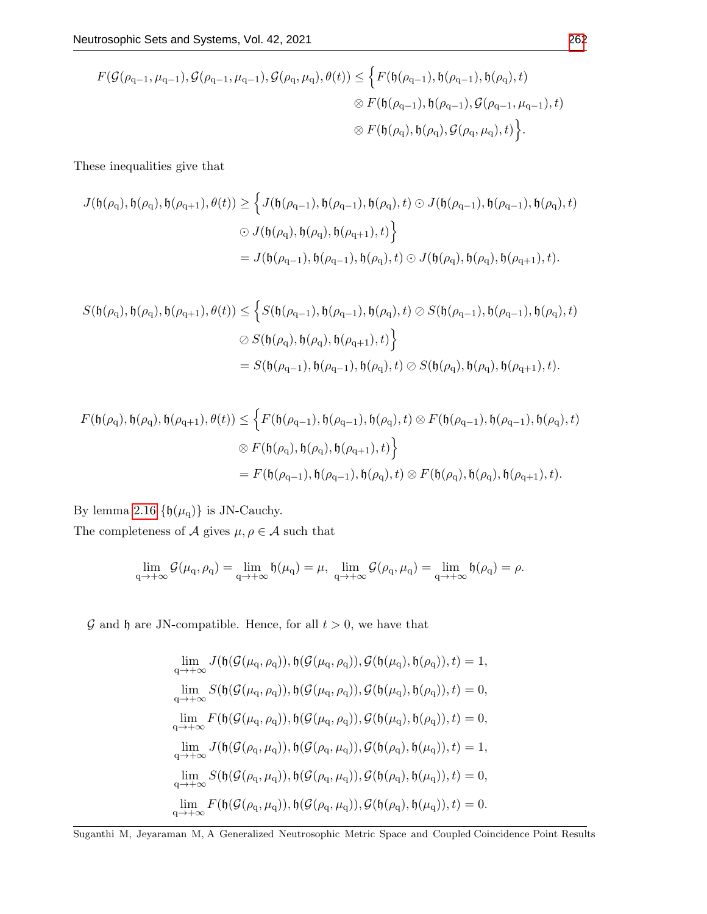$$F(\mathcal{G}(\rho_{\mathrm{q}-1}, \mu_{\mathrm{q}-1}), \mathcal{G}(\rho_{\mathrm{q}-1}, \mu_{\mathrm{q}-1}), \mathcal{G}(\rho_{\mathrm{q}}, \mu_{\mathrm{q}}), \theta(t)) \leq \Big\{ F(\mathfrak{h}(\rho_{\mathrm{q}-1}), \mathfrak{h}(\rho_{\mathrm{q}-1}), \mathfrak{h}(\rho_{\mathrm{q}}), t) \otimes F(\mathfrak{h}(\rho_{\mathrm{q}-1}), \mathfrak{h}(\rho_{\mathrm{q}-1}), \mathcal{G}(\rho_{\mathrm{q}-1}, \mu_{\mathrm{q}-1}), t) \otimes F(\mathfrak{h}(\rho_{\mathrm{q}}), \mathfrak{h}(\rho_{\mathrm{q}}), \mathcal{G}(\rho_{\mathrm{q}}, \mu_{\mathrm{q}}), t) \Big\}.$$

These inequalities give that

$$\begin{aligned} J(\mathfrak{h}(\rho_{\mathrm{q}}), \mathfrak{h}(\rho_{\mathrm{q}}), \mathfrak{h}(\rho_{\mathrm{q}+1}), \theta(t)) &\geq \Big\{ J(\mathfrak{h}(\rho_{\mathrm{q}-1}), \mathfrak{h}(\rho_{\mathrm{q}-1}), \mathfrak{h}(\rho_{\mathrm{q}}), t) \odot J(\mathfrak{h}(\rho_{\mathrm{q}-1}), \mathfrak{h}(\rho_{\mathrm{q}-1}), \mathfrak{h}(\rho_{\mathrm{q}}), t) \\ &\quad \odot J(\mathfrak{h}(\rho_{\mathrm{q}}), \mathfrak{h}(\rho_{\mathrm{q}}), \mathfrak{h}(\rho_{\mathrm{q}+1}), t) \Big\} \\ &= J(\mathfrak{h}(\rho_{\mathrm{q}-1}), \mathfrak{h}(\rho_{\mathrm{q}-1}), \mathfrak{h}(\rho_{\mathrm{q}}), t) \odot J(\mathfrak{h}(\rho_{\mathrm{q}}), \mathfrak{h}(\rho_{\mathrm{q}}), \mathfrak{h}(\rho_{\mathrm{q}+1}), t). \end{aligned}$$

$$\begin{aligned} S(\mathfrak{h}(\rho_{\mathrm{q}}), \mathfrak{h}(\rho_{\mathrm{q}}), \mathfrak{h}(\rho_{\mathrm{q}+1}), \theta(t)) &\leq \Big\{ S(\mathfrak{h}(\rho_{\mathrm{q}-1}), \mathfrak{h}(\rho_{\mathrm{q}-1}), \mathfrak{h}(\rho_{\mathrm{q}}), t) \oslash S(\mathfrak{h}(\rho_{\mathrm{q}-1}), \mathfrak{h}(\rho_{\mathrm{q}-1}), \mathfrak{h}(\rho_{\mathrm{q}}), t) \\ &\quad \oslash S(\mathfrak{h}(\rho_{\mathrm{q}}), \mathfrak{h}(\rho_{\mathrm{q}}), \mathfrak{h}(\rho_{\mathrm{q}+1}), t) \Big\} \\ &= S(\mathfrak{h}(\rho_{\mathrm{q}-1}), \mathfrak{h}(\rho_{\mathrm{q}-1}), \mathfrak{h}(\rho_{\mathrm{q}}), t) \oslash S(\mathfrak{h}(\rho_{\mathrm{q}}), \mathfrak{h}(\rho_{\mathrm{q}}), \mathfrak{h}(\rho_{\mathrm{q}+1}), t). \end{aligned}$$

$$\begin{aligned} F(\mathfrak{h}(\rho_{\mathrm{q}}), \mathfrak{h}(\rho_{\mathrm{q}}), \mathfrak{h}(\rho_{\mathrm{q}+1}), \theta(t)) &\leq \Big\{ F(\mathfrak{h}(\rho_{\mathrm{q}-1}), \mathfrak{h}(\rho_{\mathrm{q}-1}), \mathfrak{h}(\rho_{\mathrm{q}}), t) \otimes F(\mathfrak{h}(\rho_{\mathrm{q}-1}), \mathfrak{h}(\rho_{\mathrm{q}-1}), \mathfrak{h}(\rho_{\mathrm{q}}), t) \\ &\quad \otimes F(\mathfrak{h}(\rho_{\mathrm{q}}), \mathfrak{h}(\rho_{\mathrm{q}}), \mathfrak{h}(\rho_{\mathrm{q}+1}), t) \Big\} \\ &= F(\mathfrak{h}(\rho_{\mathrm{q}-1}), \mathfrak{h}(\rho_{\mathrm{q}-1}), \mathfrak{h}(\rho_{\mathrm{q}}), t) \otimes F(\mathfrak{h}(\rho_{\mathrm{q}}), \mathfrak{h}(\rho_{\mathrm{q}}), \mathfrak{h}(\rho_{\mathrm{q}+1}), t). \end{aligned}$$

By lemma 2.16 $\{\mathfrak{h}(\mu_{\mathrm{q}})\}$ is JN-Cauchy.

The completeness of $\mathcal{A}$ gives $\mu, \rho \in \mathcal{A}$ such that

$$\lim_{\mathrm{q}\to+\infty} \mathcal{G}(\mu_{\mathrm{q}}, \rho_{\mathrm{q}}) = \lim_{\mathrm{q}\to+\infty} \mathfrak{h}(\mu_{\mathrm{q}}) = \mu, \ \lim_{\mathrm{q}\to+\infty} \mathcal{G}(\rho_{\mathrm{q}}, \mu_{\mathrm{q}}) = \lim_{\mathrm{q}\to+\infty} \mathfrak{h}(\rho_{\mathrm{q}}) = \rho.$$

$\mathcal{G}$ and $\mathfrak{h}$ are JN-compatible. Hence, for all $t > 0$, we have that

$$\begin{aligned} &\lim_{\mathrm{q}\to+\infty} J(\mathfrak{h}(\mathcal{G}(\mu_{\mathrm{q}}, \rho_{\mathrm{q}})), \mathfrak{h}(\mathcal{G}(\mu_{\mathrm{q}}, \rho_{\mathrm{q}})), \mathcal{G}(\mathfrak{h}(\mu_{\mathrm{q}}), \mathfrak{h}(\rho_{\mathrm{q}})), t) = 1, \\ &\lim_{\mathrm{q}\to+\infty} S(\mathfrak{h}(\mathcal{G}(\mu_{\mathrm{q}}, \rho_{\mathrm{q}})), \mathfrak{h}(\mathcal{G}(\mu_{\mathrm{q}}, \rho_{\mathrm{q}})), \mathcal{G}(\mathfrak{h}(\mu_{\mathrm{q}}), \mathfrak{h}(\rho_{\mathrm{q}})), t) = 0, \\ &\lim_{\mathrm{q}\to+\infty} F(\mathfrak{h}(\mathcal{G}(\mu_{\mathrm{q}}, \rho_{\mathrm{q}})), \mathfrak{h}(\mathcal{G}(\mu_{\mathrm{q}}, \rho_{\mathrm{q}})), \mathcal{G}(\mathfrak{h}(\mu_{\mathrm{q}}), \mathfrak{h}(\rho_{\mathrm{q}})), t) = 0, \\ &\lim_{\mathrm{q}\to+\infty} J(\mathfrak{h}(\mathcal{G}(\rho_{\mathrm{q}}, \mu_{\mathrm{q}})), \mathfrak{h}(\mathcal{G}(\rho_{\mathrm{q}}, \mu_{\mathrm{q}})), \mathcal{G}(\mathfrak{h}(\rho_{\mathrm{q}}), \mathfrak{h}(\mu_{\mathrm{q}})), t) = 1, \\ &\lim_{\mathrm{q}\to+\infty} S(\mathfrak{h}(\mathcal{G}(\rho_{\mathrm{q}}, \mu_{\mathrm{q}})), \mathfrak{h}(\mathcal{G}(\rho_{\mathrm{q}}, \mu_{\mathrm{q}})), \mathcal{G}(\mathfrak{h}(\rho_{\mathrm{q}}), \mathfrak{h}(\mu_{\mathrm{q}})), t) = 0, \\ &\lim_{\mathrm{q}\to+\infty} F(\mathfrak{h}(\mathcal{G}(\rho_{\mathrm{q}}, \mu_{\mathrm{q}})), \mathfrak{h}(\mathcal{G}(\rho_{\mathrm{q}}, \mu_{\mathrm{q}})), \mathcal{G}(\mathfrak{h}(\rho_{\mathrm{q}}), \mathfrak{h}(\mu_{\mathrm{q}})), t) = 0. \end{aligned}$$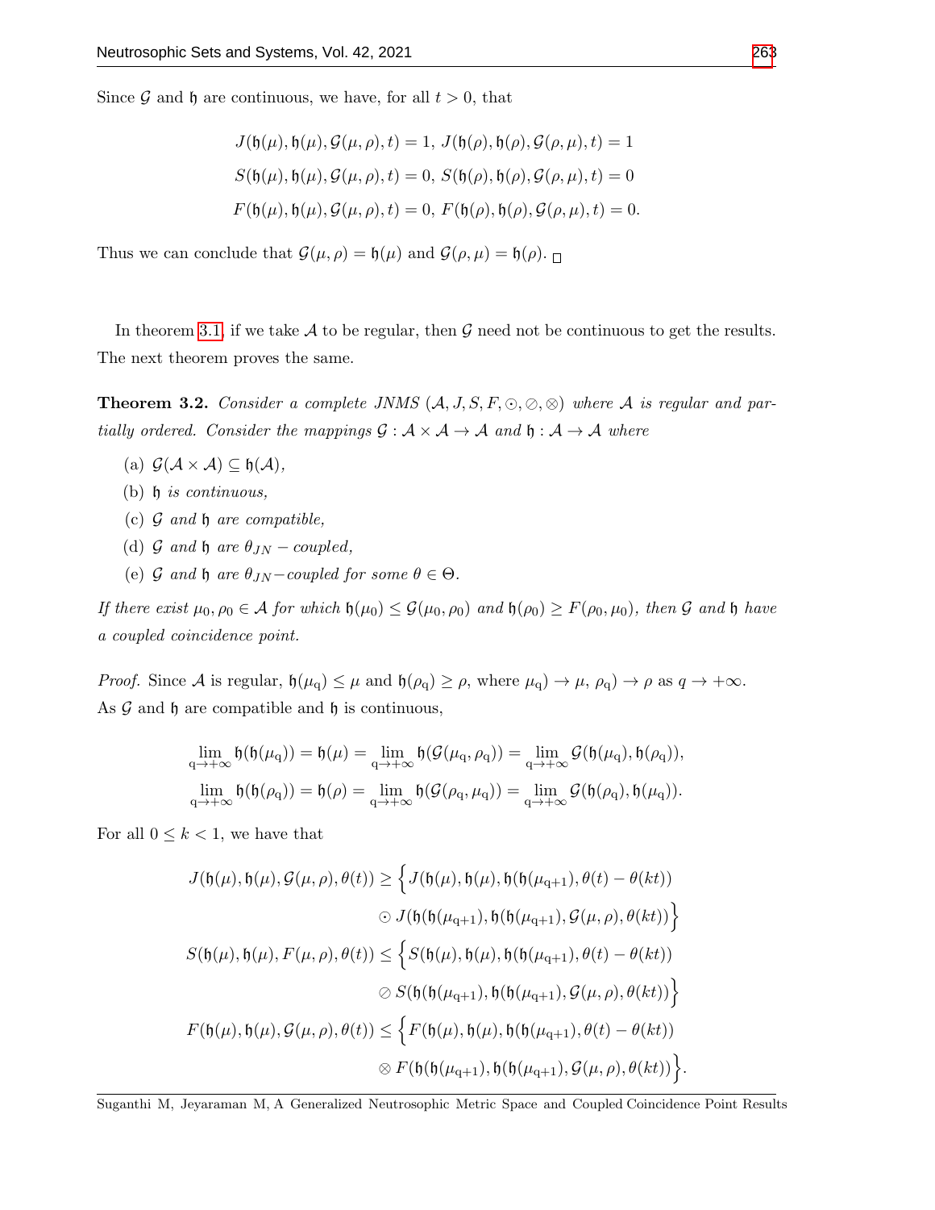Since $\mathcal{G}$ and $\mathfrak{h}$ are continuous, we have, for all $t > 0$, that

$$J(\mathfrak{h}(\mu), \mathfrak{h}(\mu), \mathcal{G}(\mu, \rho), t) = 1,\ J(\mathfrak{h}(\rho), \mathfrak{h}(\rho), \mathcal{G}(\rho, \mu), t) = 1$$
$$S(\mathfrak{h}(\mu), \mathfrak{h}(\mu), \mathcal{G}(\mu, \rho), t) = 0,\ S(\mathfrak{h}(\rho), \mathfrak{h}(\rho), \mathcal{G}(\rho, \mu), t) = 0$$
$$F(\mathfrak{h}(\mu), \mathfrak{h}(\mu), \mathcal{G}(\mu, \rho), t) = 0,\ F(\mathfrak{h}(\rho), \mathfrak{h}(\rho), \mathcal{G}(\rho, \mu), t) = 0.$$

Thus we can conclude that $\mathcal{G}(\mu, \rho) = \mathfrak{h}(\mu)$ and $\mathcal{G}(\rho, \mu) = \mathfrak{h}(\rho)$. □

In theorem 3.1, if we take $\mathcal{A}$ to be regular, then $\mathcal{G}$ need not be continuous to get the results. The next theorem proves the same.

**Theorem 3.2.** *Consider a complete JNMS $(\mathcal{A}, J, S, F, \odot, \oslash, \otimes)$ where $\mathcal{A}$ is regular and partially ordered. Consider the mappings $\mathcal{G} : \mathcal{A} \times \mathcal{A} \to \mathcal{A}$ and $\mathfrak{h} : \mathcal{A} \to \mathcal{A}$ where*

(a) *$\mathcal{G}(\mathcal{A} \times \mathcal{A}) \subseteq \mathfrak{h}(\mathcal{A})$,*

(b) *$\mathfrak{h}$ is continuous,*

(c) *$\mathcal{G}$ and $\mathfrak{h}$ are compatible,*

(d) *$\mathcal{G}$ and $\mathfrak{h}$ are $\theta_{JN}$ − coupled,*

(e) *$\mathcal{G}$ and $\mathfrak{h}$ are $\theta_{JN}$−coupled for some $\theta \in \Theta$.*

*If there exist $\mu_0, \rho_0 \in \mathcal{A}$ for which $\mathfrak{h}(\mu_0) \leq \mathcal{G}(\mu_0, \rho_0)$ and $\mathfrak{h}(\rho_0) \geq F(\rho_0, \mu_0)$, then $\mathcal{G}$ and $\mathfrak{h}$ have a coupled coincidence point.*

*Proof.* Since $\mathcal{A}$ is regular, $\mathfrak{h}(\mu_q) \leq \mu$ and $\mathfrak{h}(\rho_q) \geq \rho$, where $\mu_q) \to \mu$, $\rho_q) \to \rho$ as $q \to +\infty$. As $\mathcal{G}$ and $\mathfrak{h}$ are compatible and $\mathfrak{h}$ is continuous,

$$\lim_{q \to +\infty} \mathfrak{h}(\mathfrak{h}(\mu_q)) = \mathfrak{h}(\mu) = \lim_{q \to +\infty} \mathfrak{h}(\mathcal{G}(\mu_q, \rho_q)) = \lim_{q \to +\infty} \mathcal{G}(\mathfrak{h}(\mu_q), \mathfrak{h}(\rho_q)),$$
$$\lim_{q \to +\infty} \mathfrak{h}(\mathfrak{h}(\rho_q)) = \mathfrak{h}(\rho) = \lim_{q \to +\infty} \mathfrak{h}(\mathcal{G}(\rho_q, \mu_q)) = \lim_{q \to +\infty} \mathcal{G}(\mathfrak{h}(\rho_q), \mathfrak{h}(\mu_q)).$$

For all $0 \leq k < 1$, we have that

$$J(\mathfrak{h}(\mu), \mathfrak{h}(\mu), \mathcal{G}(\mu, \rho), \theta(t)) \geq \Big\{ J(\mathfrak{h}(\mu), \mathfrak{h}(\mu), \mathfrak{h}(\mathfrak{h}(\mu_{q+1}), \theta(t) - \theta(kt)) \odot J(\mathfrak{h}(\mathfrak{h}(\mu_{q+1}), \mathfrak{h}(\mathfrak{h}(\mu_{q+1}), \mathcal{G}(\mu, \rho), \theta(kt)) \Big\}$$
$$S(\mathfrak{h}(\mu), \mathfrak{h}(\mu), F(\mu, \rho), \theta(t)) \leq \Big\{ S(\mathfrak{h}(\mu), \mathfrak{h}(\mu), \mathfrak{h}(\mathfrak{h}(\mu_{q+1}), \theta(t) - \theta(kt)) \oslash S(\mathfrak{h}(\mathfrak{h}(\mu_{q+1}), \mathfrak{h}(\mathfrak{h}(\mu_{q+1}), \mathcal{G}(\mu, \rho), \theta(kt)) \Big\}$$
$$F(\mathfrak{h}(\mu), \mathfrak{h}(\mu), \mathcal{G}(\mu, \rho), \theta(t)) \leq \Big\{ F(\mathfrak{h}(\mu), \mathfrak{h}(\mu), \mathfrak{h}(\mathfrak{h}(\mu_{q+1}), \theta(t) - \theta(kt)) \otimes F(\mathfrak{h}(\mathfrak{h}(\mu_{q+1}), \mathfrak{h}(\mathfrak{h}(\mu_{q+1}), \mathcal{G}(\mu, \rho), \theta(kt)) \Big\}.$$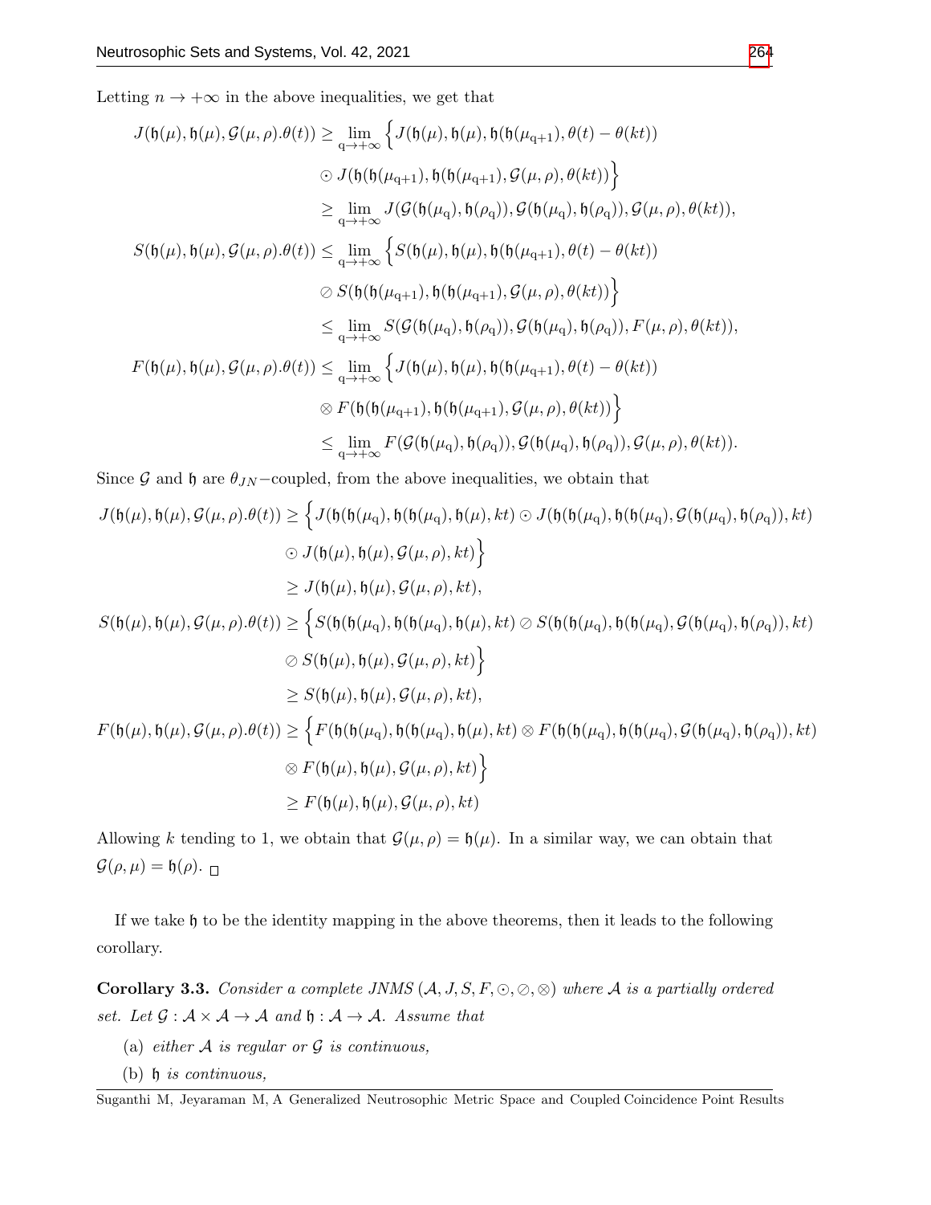Letting $n \to +\infty$ in the above inequalities, we get that

$$
\begin{aligned}
J(\mathfrak{h}(\mu), \mathfrak{h}(\mu), \mathcal{G}(\mu,\rho).\theta(t)) &\geq \lim_{\mathrm{q}\to+\infty} \Big\{ J(\mathfrak{h}(\mu), \mathfrak{h}(\mu), \mathfrak{h}(\mathfrak{h}(\mu_{\mathrm{q}+1}), \theta(t) - \theta(kt)) \\
&\quad \odot J(\mathfrak{h}(\mathfrak{h}(\mu_{\mathrm{q}+1}), \mathfrak{h}(\mathfrak{h}(\mu_{\mathrm{q}+1}), \mathcal{G}(\mu,\rho), \theta(kt)) \Big\} \\
&\geq \lim_{\mathrm{q}\to+\infty} J(\mathcal{G}(\mathfrak{h}(\mu_{\mathrm{q}}), \mathfrak{h}(\rho_{\mathrm{q}})), \mathcal{G}(\mathfrak{h}(\mu_{\mathrm{q}}), \mathfrak{h}(\rho_{\mathrm{q}})), \mathcal{G}(\mu,\rho), \theta(kt)), \\
S(\mathfrak{h}(\mu), \mathfrak{h}(\mu), \mathcal{G}(\mu,\rho).\theta(t)) &\leq \lim_{\mathrm{q}\to+\infty} \Big\{ S(\mathfrak{h}(\mu), \mathfrak{h}(\mu), \mathfrak{h}(\mathfrak{h}(\mu_{\mathrm{q}+1}), \theta(t) - \theta(kt)) \\
&\quad \oslash S(\mathfrak{h}(\mathfrak{h}(\mu_{\mathrm{q}+1}), \mathfrak{h}(\mathfrak{h}(\mu_{\mathrm{q}+1}), \mathcal{G}(\mu,\rho), \theta(kt)) \Big\} \\
&\leq \lim_{\mathrm{q}\to+\infty} S(\mathcal{G}(\mathfrak{h}(\mu_{\mathrm{q}}), \mathfrak{h}(\rho_{\mathrm{q}})), \mathcal{G}(\mathfrak{h}(\mu_{\mathrm{q}}), \mathfrak{h}(\rho_{\mathrm{q}})), F(\mu,\rho), \theta(kt)), \\
F(\mathfrak{h}(\mu), \mathfrak{h}(\mu), \mathcal{G}(\mu,\rho).\theta(t)) &\leq \lim_{\mathrm{q}\to+\infty} \Big\{ J(\mathfrak{h}(\mu), \mathfrak{h}(\mu), \mathfrak{h}(\mathfrak{h}(\mu_{\mathrm{q}+1}), \theta(t) - \theta(kt)) \\
&\quad \otimes F(\mathfrak{h}(\mathfrak{h}(\mu_{\mathrm{q}+1}), \mathfrak{h}(\mathfrak{h}(\mu_{\mathrm{q}+1}), \mathcal{G}(\mu,\rho), \theta(kt)) \Big\} \\
&\leq \lim_{\mathrm{q}\to+\infty} F(\mathcal{G}(\mathfrak{h}(\mu_{\mathrm{q}}), \mathfrak{h}(\rho_{\mathrm{q}})), \mathcal{G}(\mathfrak{h}(\mu_{\mathrm{q}}), \mathfrak{h}(\rho_{\mathrm{q}})), \mathcal{G}(\mu,\rho), \theta(kt)).
\end{aligned}
$$

Since $\mathcal{G}$ and $\mathfrak{h}$ are $\theta_{JN}-$coupled, from the above inequalities, we obtain that

$$
\begin{aligned}
J(\mathfrak{h}(\mu), \mathfrak{h}(\mu), \mathcal{G}(\mu,\rho).\theta(t)) &\geq \Big\{ J(\mathfrak{h}(\mathfrak{h}(\mu_{\mathrm{q}}), \mathfrak{h}(\mathfrak{h}(\mu_{\mathrm{q}}), \mathfrak{h}(\mu), kt) \odot J(\mathfrak{h}(\mathfrak{h}(\mu_{\mathrm{q}}), \mathfrak{h}(\mathfrak{h}(\mu_{\mathrm{q}}), \mathcal{G}(\mathfrak{h}(\mu_{\mathrm{q}}), \mathfrak{h}(\rho_{\mathrm{q}})), kt) \\
&\quad \odot J(\mathfrak{h}(\mu), \mathfrak{h}(\mu), \mathcal{G}(\mu,\rho), kt) \Big\} \\
&\geq J(\mathfrak{h}(\mu), \mathfrak{h}(\mu), \mathcal{G}(\mu,\rho), kt), \\
S(\mathfrak{h}(\mu), \mathfrak{h}(\mu), \mathcal{G}(\mu,\rho).\theta(t)) &\geq \Big\{ S(\mathfrak{h}(\mathfrak{h}(\mu_{\mathrm{q}}), \mathfrak{h}(\mathfrak{h}(\mu_{\mathrm{q}}), \mathfrak{h}(\mu), kt) \oslash S(\mathfrak{h}(\mathfrak{h}(\mu_{\mathrm{q}}), \mathfrak{h}(\mathfrak{h}(\mu_{\mathrm{q}}), \mathcal{G}(\mathfrak{h}(\mu_{\mathrm{q}}), \mathfrak{h}(\rho_{\mathrm{q}})), kt) \\
&\quad \oslash S(\mathfrak{h}(\mu), \mathfrak{h}(\mu), \mathcal{G}(\mu,\rho), kt) \Big\} \\
&\geq S(\mathfrak{h}(\mu), \mathfrak{h}(\mu), \mathcal{G}(\mu,\rho), kt), \\
F(\mathfrak{h}(\mu), \mathfrak{h}(\mu), \mathcal{G}(\mu,\rho).\theta(t)) &\geq \Big\{ F(\mathfrak{h}(\mathfrak{h}(\mu_{\mathrm{q}}), \mathfrak{h}(\mathfrak{h}(\mu_{\mathrm{q}}), \mathfrak{h}(\mu), kt) \otimes F(\mathfrak{h}(\mathfrak{h}(\mu_{\mathrm{q}}), \mathfrak{h}(\mathfrak{h}(\mu_{\mathrm{q}}), \mathcal{G}(\mathfrak{h}(\mu_{\mathrm{q}}), \mathfrak{h}(\rho_{\mathrm{q}})), kt) \\
&\quad \otimes F(\mathfrak{h}(\mu), \mathfrak{h}(\mu), \mathcal{G}(\mu,\rho), kt) \Big\} \\
&\geq F(\mathfrak{h}(\mu), \mathfrak{h}(\mu), \mathcal{G}(\mu,\rho), kt)
\end{aligned}
$$

Allowing $k$ tending to 1, we obtain that $\mathcal{G}(\mu,\rho) = \mathfrak{h}(\mu)$. In a similar way, we can obtain that $\mathcal{G}(\rho,\mu) = \mathfrak{h}(\rho)$. □

If we take $\mathfrak{h}$ to be the identity mapping in the above theorems, then it leads to the following corollary.

**Corollary 3.3.** *Consider a complete JNMS $(\mathcal{A}, J, S, F, \odot, \oslash, \otimes)$ where $\mathcal{A}$ is a partially ordered set. Let $\mathcal{G} : \mathcal{A} \times \mathcal{A} \to \mathcal{A}$ and $\mathfrak{h} : \mathcal{A} \to \mathcal{A}$. Assume that*

(a) *either $\mathcal{A}$ is regular or $\mathcal{G}$ is continuous,*

(b) *$\mathfrak{h}$ is continuous,*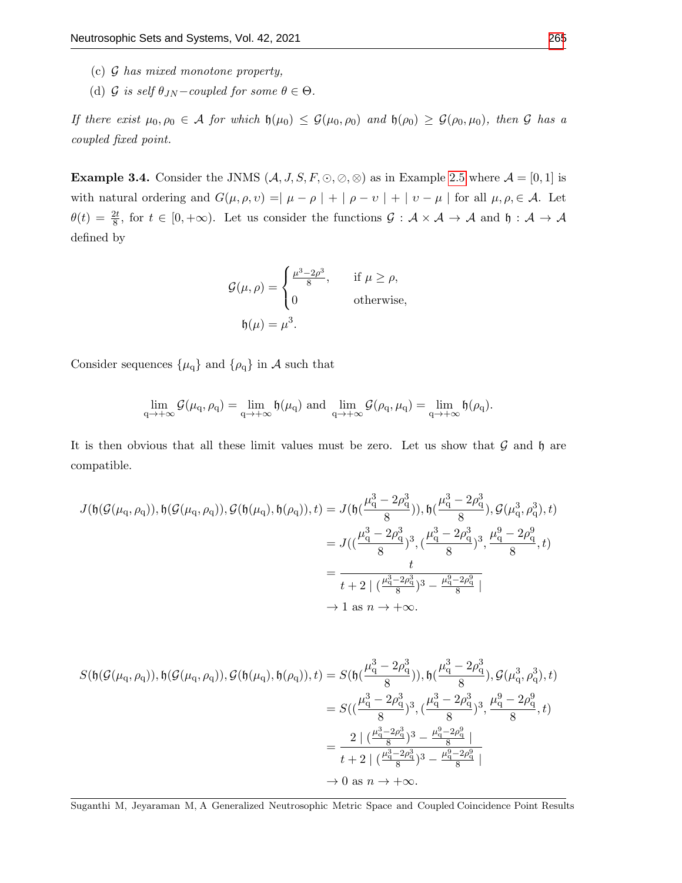(c) $\mathcal{G}$ *has mixed monotone property,*

(d) $\mathcal{G}$ *is self* $\theta_{JN}-$*coupled for some* $\theta \in \Theta$.

*If there exist* $\mu_0, \rho_0 \in \mathcal{A}$ *for which* $\mathfrak{h}(\mu_0) \leq \mathcal{G}(\mu_0, \rho_0)$ *and* $\mathfrak{h}(\rho_0) \geq \mathcal{G}(\rho_0, \mu_0)$, *then* $\mathcal{G}$ *has a coupled fixed point.*

**Example 3.4.** Consider the JNMS $(\mathcal{A}, J, S, F, \odot, \oslash, \otimes)$ as in Example 2.5 where $\mathcal{A} = [0, 1]$ is with natural ordering and $G(\mu, \rho, \upsilon) = \mid \mu - \rho \mid + \mid \rho - \upsilon \mid + \mid \upsilon - \mu \mid$ for all $\mu, \rho, \in \mathcal{A}$. Let $\theta(t) = \frac{2t}{8}$, for $t \in [0, +\infty)$. Let us consider the functions $\mathcal{G} : \mathcal{A} \times \mathcal{A} \to \mathcal{A}$ and $\mathfrak{h} : \mathcal{A} \to \mathcal{A}$ defined by

$$\mathcal{G}(\mu, \rho) = \begin{cases} \frac{\mu^3 - 2\rho^3}{8}, & \text{if } \mu \geq \rho, \\ 0 & \text{otherwise,} \end{cases}$$

$$\mathfrak{h}(\mu) = \mu^3.$$

Consider sequences $\{\mu_{\mathrm{q}}\}$ and $\{\rho_{\mathrm{q}}\}$ in $\mathcal{A}$ such that

$$\lim_{\mathrm{q} \to +\infty} \mathcal{G}(\mu_{\mathrm{q}}, \rho_{\mathrm{q}}) = \lim_{\mathrm{q} \to +\infty} \mathfrak{h}(\mu_{\mathrm{q}}) \text{ and } \lim_{\mathrm{q} \to +\infty} \mathcal{G}(\rho_{\mathrm{q}}, \mu_{\mathrm{q}}) = \lim_{\mathrm{q} \to +\infty} \mathfrak{h}(\rho_{\mathrm{q}}).$$

It is then obvious that all these limit values must be zero. Let us show that $\mathcal{G}$ and $\mathfrak{h}$ are compatible.

$$\begin{aligned} J(\mathfrak{h}(\mathcal{G}(\mu_{\mathrm{q}}, \rho_{\mathrm{q}})), \mathfrak{h}(\mathcal{G}(\mu_{\mathrm{q}}, \rho_{\mathrm{q}})), \mathcal{G}(\mathfrak{h}(\mu_{\mathrm{q}}), \mathfrak{h}(\rho_{\mathrm{q}})), t) &= J(\mathfrak{h}(\frac{\mu_{\mathrm{q}}^3 - 2\rho_{\mathrm{q}}^3}{8})), \mathfrak{h}(\frac{\mu_{\mathrm{q}}^3 - 2\rho_{\mathrm{q}}^3}{8}), \mathcal{G}(\mu_{\mathrm{q}}^3, \rho_{\mathrm{q}}^3), t) \\ &= J((\frac{\mu_{\mathrm{q}}^3 - 2\rho_{\mathrm{q}}^3}{8})^3, (\frac{\mu_{\mathrm{q}}^3 - 2\rho_{\mathrm{q}}^3}{8})^3, \frac{\mu_{\mathrm{q}}^9 - 2\rho_{\mathrm{q}}^9}{8}, t) \\ &= \frac{t}{t + 2 \mid (\frac{\mu_{\mathrm{q}}^3 - 2\rho_{\mathrm{q}}^3}{8})^3 - \frac{\mu_{\mathrm{q}}^9 - 2\rho_{\mathrm{q}}^9}{8} \mid} \\ &\to 1 \text{ as } n \to +\infty. \end{aligned}$$

$$\begin{aligned} S(\mathfrak{h}(\mathcal{G}(\mu_{\mathrm{q}}, \rho_{\mathrm{q}})), \mathfrak{h}(\mathcal{G}(\mu_{\mathrm{q}}, \rho_{\mathrm{q}})), \mathcal{G}(\mathfrak{h}(\mu_{\mathrm{q}}), \mathfrak{h}(\rho_{\mathrm{q}})), t) &= S(\mathfrak{h}(\frac{\mu_{\mathrm{q}}^3 - 2\rho_{\mathrm{q}}^3}{8})), \mathfrak{h}(\frac{\mu_{\mathrm{q}}^3 - 2\rho_{\mathrm{q}}^3}{8}), \mathcal{G}(\mu_{\mathrm{q}}^3, \rho_{\mathrm{q}}^3), t) \\ &= S((\frac{\mu_{\mathrm{q}}^3 - 2\rho_{\mathrm{q}}^3}{8})^3, (\frac{\mu_{\mathrm{q}}^3 - 2\rho_{\mathrm{q}}^3}{8})^3, \frac{\mu_{\mathrm{q}}^9 - 2\rho_{\mathrm{q}}^9}{8}, t) \\ &= \frac{2 \mid (\frac{\mu_{\mathrm{q}}^3 - 2\rho_{\mathrm{q}}^3}{8})^3 - \frac{\mu_{\mathrm{q}}^9 - 2\rho_{\mathrm{q}}^9}{8} \mid}{t + 2 \mid (\frac{\mu_{\mathrm{q}}^3 - 2\rho_{\mathrm{q}}^3}{8})^3 - \frac{\mu_{\mathrm{q}}^9 - 2\rho_{\mathrm{q}}^9}{8} \mid} \\ &\to 0 \text{ as } n \to +\infty. \end{aligned}$$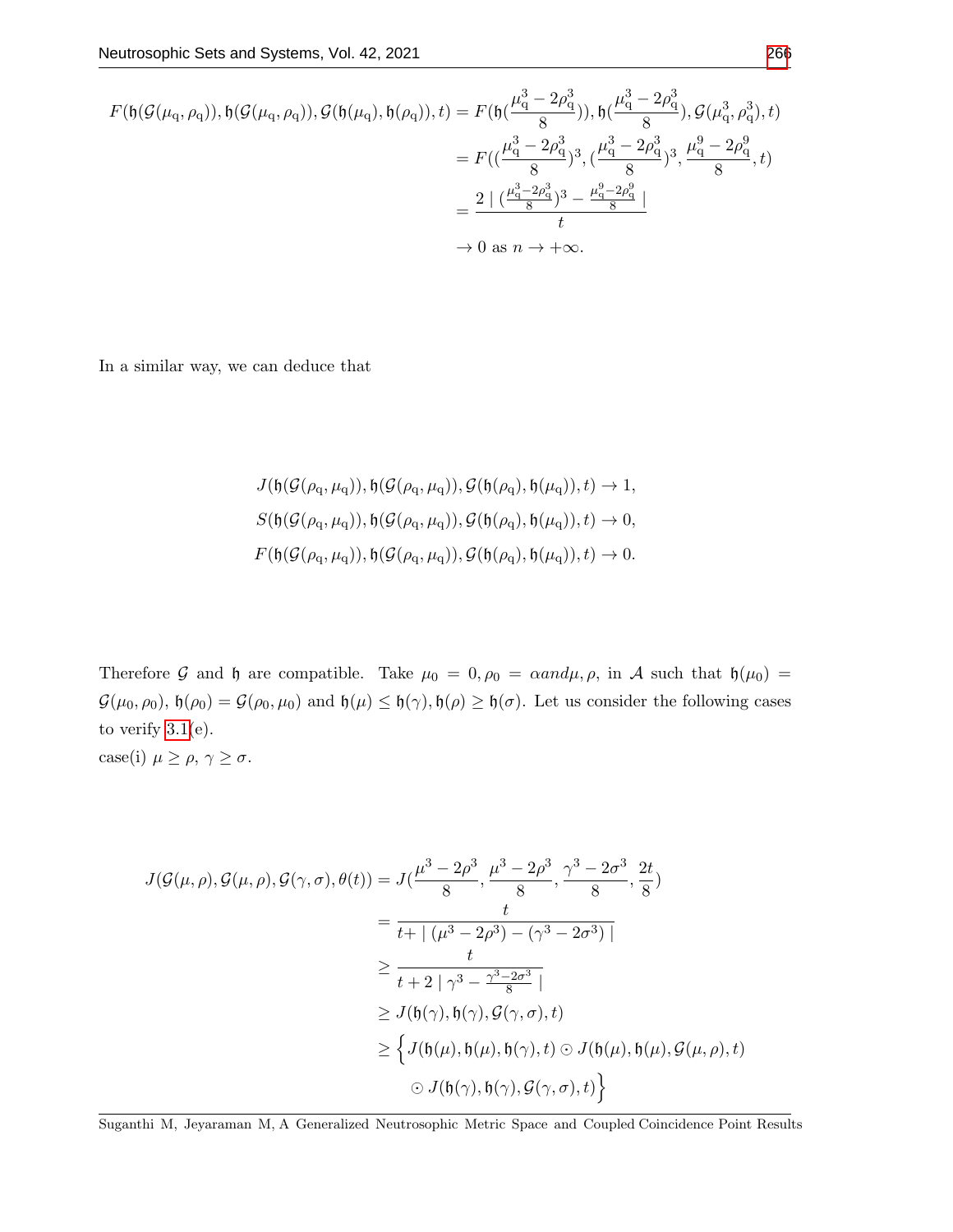$$
\begin{aligned}
F(\mathfrak{h}(\mathcal{G}(\mu_{\mathrm{q}},\rho_{\mathrm{q}})),\mathfrak{h}(\mathcal{G}(\mu_{\mathrm{q}},\rho_{\mathrm{q}})),\mathcal{G}(\mathfrak{h}(\mu_{\mathrm{q}}),\mathfrak{h}(\rho_{\mathrm{q}})),t) &= F(\mathfrak{h}(\frac{\mu_{\mathrm{q}}^3-2\rho_{\mathrm{q}}^3}{8})),\mathfrak{h}(\frac{\mu_{\mathrm{q}}^3-2\rho_{\mathrm{q}}^3}{8}),\mathcal{G}(\mu_{\mathrm{q}}^3,\rho_{\mathrm{q}}^3),t) \\
&= F((\frac{\mu_{\mathrm{q}}^3-2\rho_{\mathrm{q}}^3}{8})^3,(\frac{\mu_{\mathrm{q}}^3-2\rho_{\mathrm{q}}^3}{8})^3,\frac{\mu_{\mathrm{q}}^9-2\rho_{\mathrm{q}}^9}{8},t) \\
&= \frac{2\mid(\frac{\mu_{\mathrm{q}}^3-2\rho_{\mathrm{q}}^3}{8})^3-\frac{\mu_{\mathrm{q}}^9-2\rho_{\mathrm{q}}^9}{8}\mid}{t} \\
&\to 0 \text{ as } n\to+\infty.
\end{aligned}
$$

In a similar way, we can deduce that

$$
\begin{aligned}
J(\mathfrak{h}(\mathcal{G}(\rho_{\mathrm{q}},\mu_{\mathrm{q}})),\mathfrak{h}(\mathcal{G}(\rho_{\mathrm{q}},\mu_{\mathrm{q}})),\mathcal{G}(\mathfrak{h}(\rho_{\mathrm{q}}),\mathfrak{h}(\mu_{\mathrm{q}})),t) &\to 1, \\
S(\mathfrak{h}(\mathcal{G}(\rho_{\mathrm{q}},\mu_{\mathrm{q}})),\mathfrak{h}(\mathcal{G}(\rho_{\mathrm{q}},\mu_{\mathrm{q}})),\mathcal{G}(\mathfrak{h}(\rho_{\mathrm{q}}),\mathfrak{h}(\mu_{\mathrm{q}})),t) &\to 0, \\
F(\mathfrak{h}(\mathcal{G}(\rho_{\mathrm{q}},\mu_{\mathrm{q}})),\mathfrak{h}(\mathcal{G}(\rho_{\mathrm{q}},\mu_{\mathrm{q}})),\mathcal{G}(\mathfrak{h}(\rho_{\mathrm{q}}),\mathfrak{h}(\mu_{\mathrm{q}})),t) &\to 0.
\end{aligned}
$$

Therefore $\mathcal{G}$ and $\mathfrak{h}$ are compatible. Take $\mu_0 = 0, \rho_0 = \alpha and \mu, \rho,$ in $\mathcal{A}$ such that $\mathfrak{h}(\mu_0) = \mathcal{G}(\mu_0,\rho_0)$, $\mathfrak{h}(\rho_0) = \mathcal{G}(\rho_0,\mu_0)$ and $\mathfrak{h}(\mu) \leq \mathfrak{h}(\gamma), \mathfrak{h}(\rho) \geq \mathfrak{h}(\sigma)$. Let us consider the following cases to verify 3.1(e).

case(i) $\mu \geq \rho$, $\gamma \geq \sigma$.

$$
\begin{aligned}
J(\mathcal{G}(\mu,\rho),\mathcal{G}(\mu,\rho),\mathcal{G}(\gamma,\sigma),\theta(t)) &= J(\frac{\mu^3-2\rho^3}{8},\frac{\mu^3-2\rho^3}{8},\frac{\gamma^3-2\sigma^3}{8},\frac{2t}{8}) \\
&= \frac{t}{t+\mid(\mu^3-2\rho^3)-(\gamma^3-2\sigma^3)\mid} \\
&\geq \frac{t}{t+2\mid\gamma^3-\frac{\gamma^3-2\sigma^3}{8}\mid} \\
&\geq J(\mathfrak{h}(\gamma),\mathfrak{h}(\gamma),\mathcal{G}(\gamma,\sigma),t) \\
&\geq \Big\{J(\mathfrak{h}(\mu),\mathfrak{h}(\mu),\mathfrak{h}(\gamma),t)\odot J(\mathfrak{h}(\mu),\mathfrak{h}(\mu),\mathcal{G}(\mu,\rho),t) \\
&\quad \odot J(\mathfrak{h}(\gamma),\mathfrak{h}(\gamma),\mathcal{G}(\gamma,\sigma),t)\Big\}
\end{aligned}
$$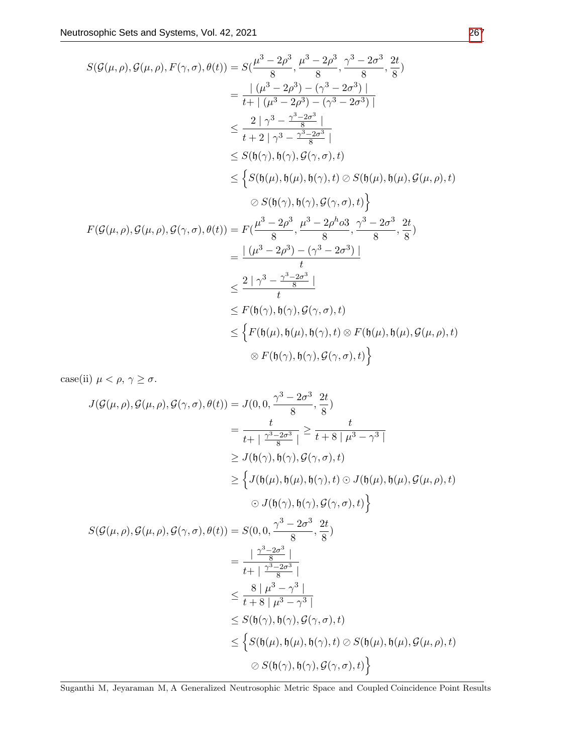$$
\begin{aligned}
S(\mathcal{G}(\mu,\rho),\mathcal{G}(\mu,\rho),F(\gamma,\sigma),\theta(t)) &= S(\frac{\mu^3-2\rho^3}{8},\frac{\mu^3-2\rho^3}{8},\frac{\gamma^3-2\sigma^3}{8},\frac{2t}{8})\\
&= \frac{\mid(\mu^3-2\rho^3)-(\gamma^3-2\sigma^3)\mid}{t+\mid(\mu^3-2\rho^3)-(\gamma^3-2\sigma^3)\mid}\\
&\leq \frac{2\mid\gamma^3-\frac{\gamma^3-2\sigma^3}{8}\mid}{t+2\mid\gamma^3-\frac{\gamma^3-2\sigma^3}{8}\mid}\\
&\leq S(\mathfrak{h}(\gamma),\mathfrak{h}(\gamma),\mathcal{G}(\gamma,\sigma),t)\\
&\leq \Big\{S(\mathfrak{h}(\mu),\mathfrak{h}(\mu),\mathfrak{h}(\gamma),t)\oslash S(\mathfrak{h}(\mu),\mathfrak{h}(\mu),\mathcal{G}(\mu,\rho),t)\\
&\qquad \oslash S(\mathfrak{h}(\gamma),\mathfrak{h}(\gamma),\mathcal{G}(\gamma,\sigma),t)\Big\}\\
F(\mathcal{G}(\mu,\rho),\mathcal{G}(\mu,\rho),\mathcal{G}(\gamma,\sigma),\theta(t)) &= F(\frac{\mu^3-2\rho^3}{8},\frac{\mu^3-2\rho^ho3}{8},\frac{\gamma^3-2\sigma^3}{8},\frac{2t}{8})\\
&= \frac{\mid(\mu^3-2\rho^3)-(\gamma^3-2\sigma^3)\mid}{t}\\
&\leq \frac{2\mid\gamma^3-\frac{\gamma^3-2\sigma^3}{8}\mid}{t}\\
&\leq F(\mathfrak{h}(\gamma),\mathfrak{h}(\gamma),\mathcal{G}(\gamma,\sigma),t)\\
&\leq \Big\{F(\mathfrak{h}(\mu),\mathfrak{h}(\mu),\mathfrak{h}(\gamma),t)\otimes F(\mathfrak{h}(\mu),\mathfrak{h}(\mu),\mathcal{G}(\mu,\rho),t)\\
&\qquad \otimes F(\mathfrak{h}(\gamma),\mathfrak{h}(\gamma),\mathcal{G}(\gamma,\sigma),t)\Big\}
\end{aligned}
$$

case(ii) $\mu<\rho$, $\gamma\geq\sigma$.

$$
\begin{aligned}
J(\mathcal{G}(\mu,\rho),\mathcal{G}(\mu,\rho),\mathcal{G}(\gamma,\sigma),\theta(t)) &= J(0,0,\frac{\gamma^3-2\sigma^3}{8},\frac{2t}{8})\\
&= \frac{t}{t+\mid\frac{\gamma^3-2\sigma^3}{8}\mid}\geq\frac{t}{t+8\mid\mu^3-\gamma^3\mid}\\
&\geq J(\mathfrak{h}(\gamma),\mathfrak{h}(\gamma),\mathcal{G}(\gamma,\sigma),t)\\
&\geq \Big\{J(\mathfrak{h}(\mu),\mathfrak{h}(\mu),\mathfrak{h}(\gamma),t)\odot J(\mathfrak{h}(\mu),\mathfrak{h}(\mu),\mathcal{G}(\mu,\rho),t)\\
&\qquad \odot J(\mathfrak{h}(\gamma),\mathfrak{h}(\gamma),\mathcal{G}(\gamma,\sigma),t)\Big\}\\
S(\mathcal{G}(\mu,\rho),\mathcal{G}(\mu,\rho),\mathcal{G}(\gamma,\sigma),\theta(t)) &= S(0,0,\frac{\gamma^3-2\sigma^3}{8},\frac{2t}{8})\\
&= \frac{\mid\frac{\gamma^3-2\sigma^3}{8}\mid}{t+\mid\frac{\gamma^3-2\sigma^3}{8}\mid}\\
&\leq \frac{8\mid\mu^3-\gamma^3\mid}{t+8\mid\mu^3-\gamma^3\mid}\\
&\leq S(\mathfrak{h}(\gamma),\mathfrak{h}(\gamma),\mathcal{G}(\gamma,\sigma),t)\\
&\leq \Big\{S(\mathfrak{h}(\mu),\mathfrak{h}(\mu),\mathfrak{h}(\gamma),t)\oslash S(\mathfrak{h}(\mu),\mathfrak{h}(\mu),\mathcal{G}(\mu,\rho),t)\\
&\qquad \oslash S(\mathfrak{h}(\gamma),\mathfrak{h}(\gamma),\mathcal{G}(\gamma,\sigma),t)\Big\}
\end{aligned}
$$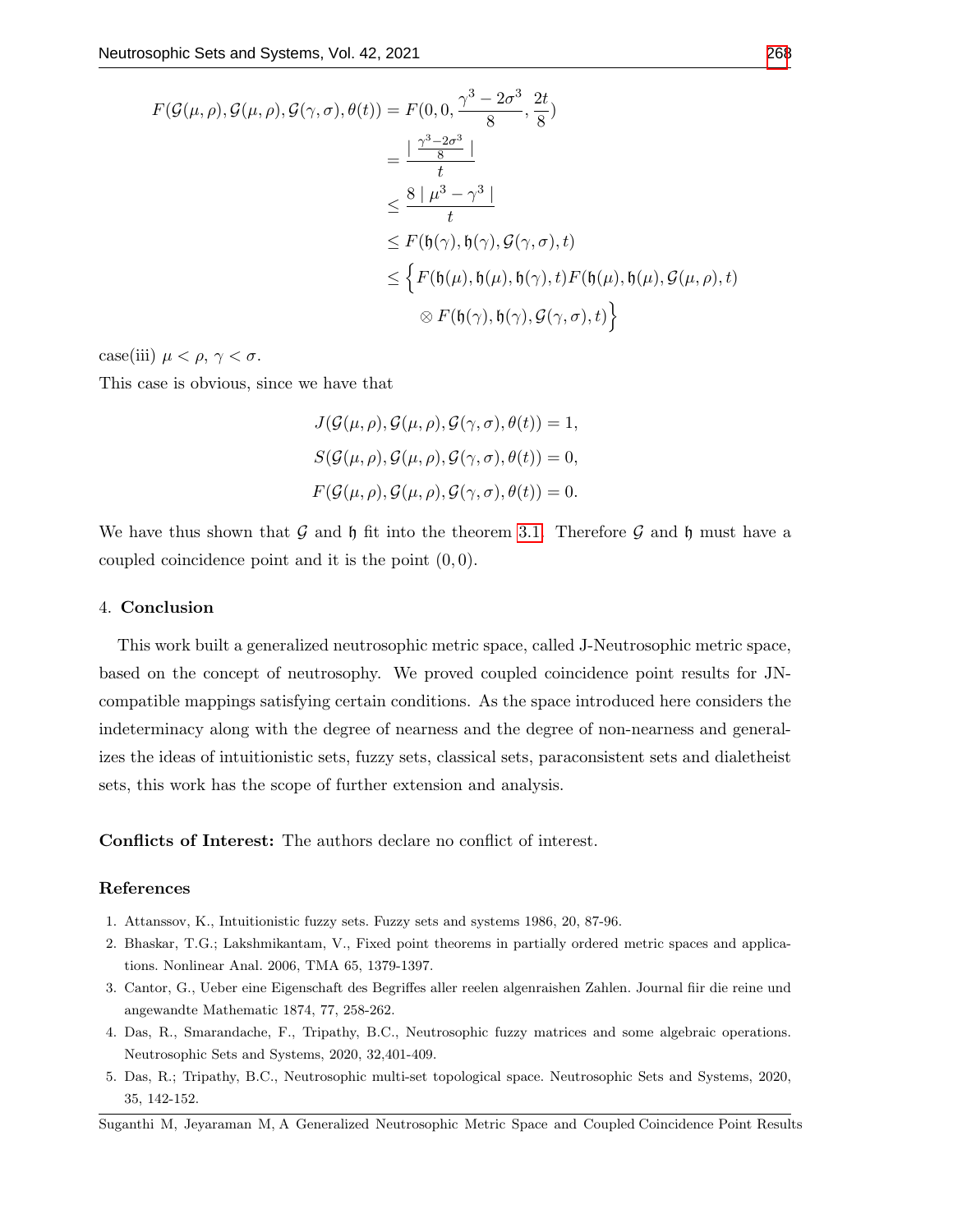$$
\begin{aligned}
F(\mathcal{G}(\mu,\rho),\mathcal{G}(\mu,\rho),\mathcal{G}(\gamma,\sigma),\theta(t)) &= F(0,0,\frac{\gamma^3-2\sigma^3}{8},\frac{2t}{8}) \\
&= \frac{\mid \frac{\gamma^3-2\sigma^3}{8} \mid}{t} \\
&\leq \frac{8 \mid \mu^3-\gamma^3 \mid}{t} \\
&\leq F(\mathfrak{h}(\gamma),\mathfrak{h}(\gamma),\mathcal{G}(\gamma,\sigma),t) \\
&\leq \Big\{ F(\mathfrak{h}(\mu),\mathfrak{h}(\mu),\mathfrak{h}(\gamma),t) F(\mathfrak{h}(\mu),\mathfrak{h}(\mu),\mathcal{G}(\mu,\rho),t) \\
&\quad \otimes F(\mathfrak{h}(\gamma),\mathfrak{h}(\gamma),\mathcal{G}(\gamma,\sigma),t) \Big\}
\end{aligned}
$$

case(iii) $\mu < \rho$, $\gamma < \sigma$.

This case is obvious, since we have that

$$
\begin{aligned}
J(\mathcal{G}(\mu,\rho),\mathcal{G}(\mu,\rho),\mathcal{G}(\gamma,\sigma),\theta(t)) &= 1, \\
S(\mathcal{G}(\mu,\rho),\mathcal{G}(\mu,\rho),\mathcal{G}(\gamma,\sigma),\theta(t)) &= 0, \\
F(\mathcal{G}(\mu,\rho),\mathcal{G}(\mu,\rho),\mathcal{G}(\gamma,\sigma),\theta(t)) &= 0.
\end{aligned}
$$

We have thus shown that $\mathcal{G}$ and $\mathfrak{h}$ fit into the theorem 3.1. Therefore $\mathcal{G}$ and $\mathfrak{h}$ must have a coupled coincidence point and it is the point $(0,0)$.

## 4. Conclusion

This work built a generalized neutrosophic metric space, called J-Neutrosophic metric space, based on the concept of neutrosophy. We proved coupled coincidence point results for JN-compatible mappings satisfying certain conditions. As the space introduced here considers the indeterminacy along with the degree of nearness and the degree of non-nearness and generalizes the ideas of intuitionistic sets, fuzzy sets, classical sets, paraconsistent sets and dialetheist sets, this work has the scope of further extension and analysis.

**Conflicts of Interest:** The authors declare no conflict of interest.

## References

1. Attanssov, K., Intuitionistic fuzzy sets. Fuzzy sets and systems 1986, 20, 87-96.
2. Bhaskar, T.G.; Lakshmikantam, V., Fixed point theorems in partially ordered metric spaces and applications. Nonlinear Anal. 2006, TMA 65, 1379-1397.
3. Cantor, G., Ueber eine Eigenschaft des Begriffes aller reelen algenraishen Zahlen. Journal fiir die reine und angewandte Mathematic 1874, 77, 258-262.
4. Das, R., Smarandache, F., Tripathy, B.C., Neutrosophic fuzzy matrices and some algebraic operations. Neutrosophic Sets and Systems, 2020, 32,401-409.
5. Das, R.; Tripathy, B.C., Neutrosophic multi-set topological space. Neutrosophic Sets and Systems, 2020, 35, 142-152.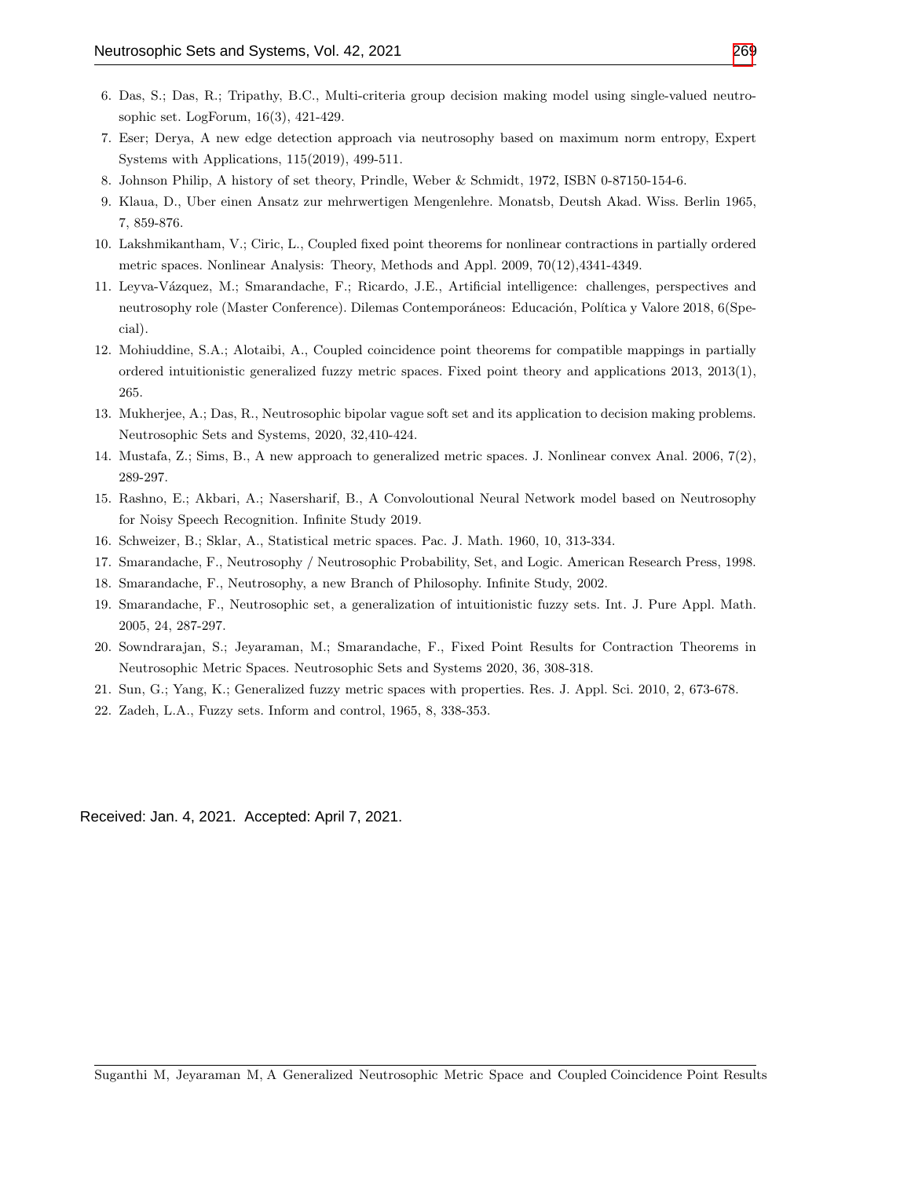6. Das, S.; Das, R.; Tripathy, B.C., Multi-criteria group decision making model using single-valued neutrosophic set. LogForum, 16(3), 421-429.
7. Eser; Derya, A new edge detection approach via neutrosophy based on maximum norm entropy, Expert Systems with Applications, 115(2019), 499-511.
8. Johnson Philip, A history of set theory, Prindle, Weber & Schmidt, 1972, ISBN 0-87150-154-6.
9. Klaua, D., Uber einen Ansatz zur mehrwertigen Mengenlehre. Monatsb, Deutsh Akad. Wiss. Berlin 1965, 7, 859-876.
10. Lakshmikantham, V.; Ciric, L., Coupled fixed point theorems for nonlinear contractions in partially ordered metric spaces. Nonlinear Analysis: Theory, Methods and Appl. 2009, 70(12),4341-4349.
11. Leyva-Vázquez, M.; Smarandache, F.; Ricardo, J.E., Artificial intelligence: challenges, perspectives and neutrosophy role (Master Conference). Dilemas Contemporáneos: Educación, Política y Valore 2018, 6(Special).
12. Mohiuddine, S.A.; Alotaibi, A., Coupled coincidence point theorems for compatible mappings in partially ordered intuitionistic generalized fuzzy metric spaces. Fixed point theory and applications 2013, 2013(1), 265.
13. Mukherjee, A.; Das, R., Neutrosophic bipolar vague soft set and its application to decision making problems. Neutrosophic Sets and Systems, 2020, 32,410-424.
14. Mustafa, Z.; Sims, B., A new approach to generalized metric spaces. J. Nonlinear convex Anal. 2006, 7(2), 289-297.
15. Rashno, E.; Akbari, A.; Nasersharif, B., A Convoloutional Neural Network model based on Neutrosophy for Noisy Speech Recognition. Infinite Study 2019.
16. Schweizer, B.; Sklar, A., Statistical metric spaces. Pac. J. Math. 1960, 10, 313-334.
17. Smarandache, F., Neutrosophy / Neutrosophic Probability, Set, and Logic. American Research Press, 1998.
18. Smarandache, F., Neutrosophy, a new Branch of Philosophy. Infinite Study, 2002.
19. Smarandache, F., Neutrosophic set, a generalization of intuitionistic fuzzy sets. Int. J. Pure Appl. Math. 2005, 24, 287-297.
20. Sowndrarajan, S.; Jeyaraman, M.; Smarandache, F., Fixed Point Results for Contraction Theorems in Neutrosophic Metric Spaces. Neutrosophic Sets and Systems 2020, 36, 308-318.
21. Sun, G.; Yang, K.; Generalized fuzzy metric spaces with properties. Res. J. Appl. Sci. 2010, 2, 673-678.
22. Zadeh, L.A., Fuzzy sets. Inform and control, 1965, 8, 338-353.

Received: Jan. 4, 2021. Accepted: April 7, 2021.